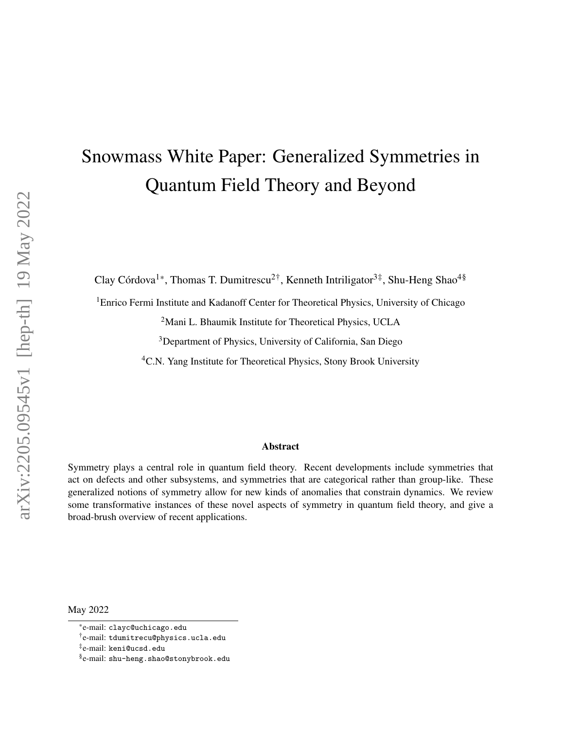# Snowmass White Paper: Generalized Symmetries in Quantum Field Theory and Beyond

Clay Córdova[1*], Thomas T. Dumitrescu[2†], Kenneth Intriligator[3‡], Shu-Heng Shao[4§]

[1]Enrico Fermi Institute and Kadanoff Center for Theoretical Physics, University of Chicago

[2]Mani L. Bhaumik Institute for Theoretical Physics, UCLA

[3]Department of Physics, University of California, San Diego

[4]C.N. Yang Institute for Theoretical Physics, Stony Brook University

**Abstract**

Symmetry plays a central role in quantum field theory. Recent developments include symmetries that act on defects and other subsystems, and symmetries that are categorical rather than group-like. These generalized notions of symmetry allow for new kinds of anomalies that constrain dynamics. We review some transformative instances of these novel aspects of symmetry in quantum field theory, and give a broad-brush overview of recent applications.

May 2022

[*]e-mail: clayc@uchicago.edu

[†]e-mail: tdumitrecu@physics.ucla.edu

[‡]e-mail: keni@ucsd.edu

[§]e-mail: shu-heng.shao@stonybrook.edu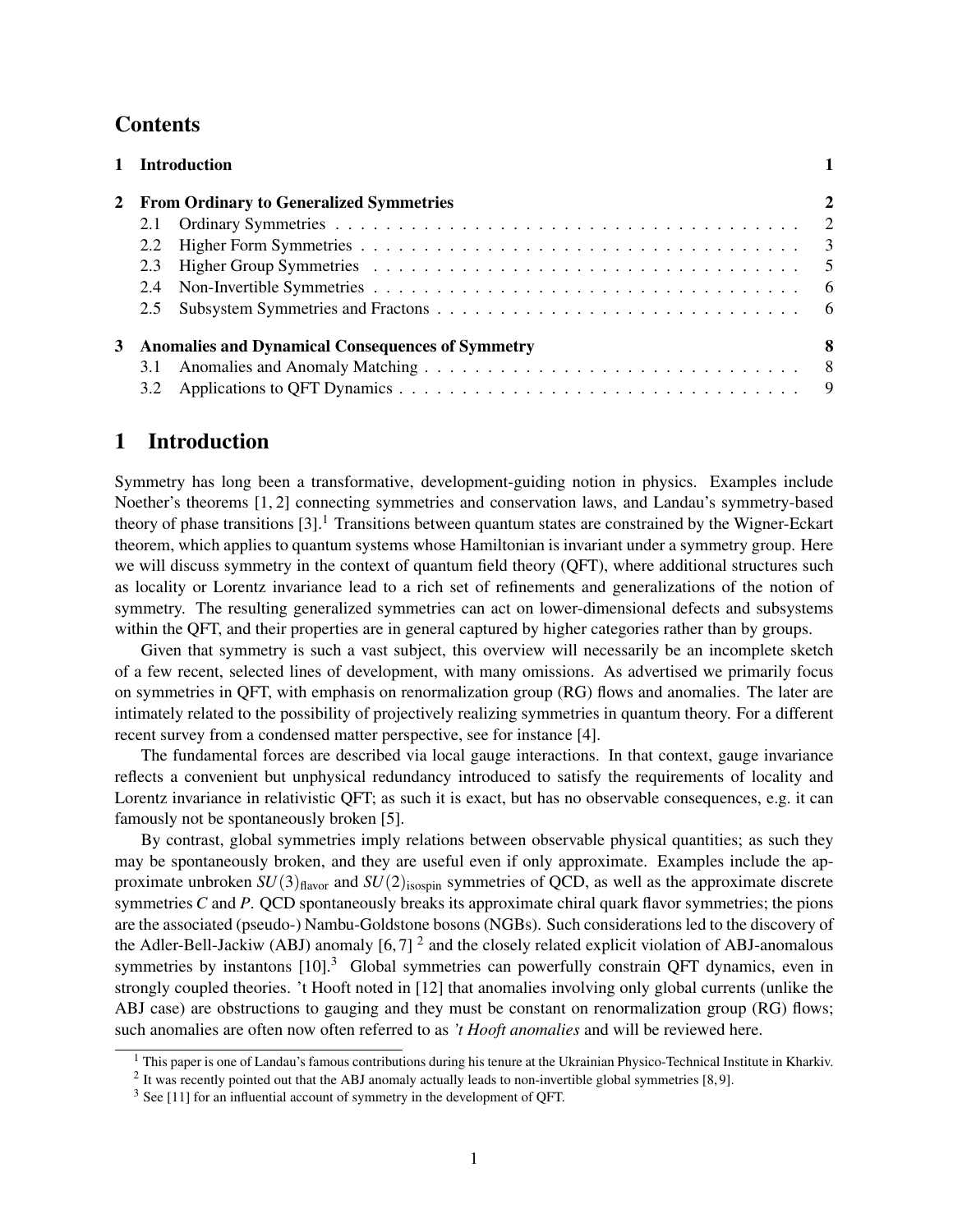# Contents

| | | |
|---|---|---|
| **1** | **Introduction** | **1** |
| **2** | **From Ordinary to Generalized Symmetries** | **2** |
| 2.1 | Ordinary Symmetries | 2 |
| 2.2 | Higher Form Symmetries | 3 |
| 2.3 | Higher Group Symmetries | 5 |
| 2.4 | Non-Invertible Symmetries | 6 |
| 2.5 | Subsystem Symmetries and Fractons | 6 |
| **3** | **Anomalies and Dynamical Consequences of Symmetry** | **8** |
| 3.1 | Anomalies and Anomaly Matching | 8 |
| 3.2 | Applications to QFT Dynamics | 9 |

# 1 Introduction

Symmetry has long been a transformative, development-guiding notion in physics. Examples include Noether's theorems [1, 2] connecting symmetries and conservation laws, and Landau's symmetry-based theory of phase transitions [3].[1] Transitions between quantum states are constrained by the Wigner-Eckart theorem, which applies to quantum systems whose Hamiltonian is invariant under a symmetry group. Here we will discuss symmetry in the context of quantum field theory (QFT), where additional structures such as locality or Lorentz invariance lead to a rich set of refinements and generalizations of the notion of symmetry. The resulting generalized symmetries can act on lower-dimensional defects and subsystems within the QFT, and their properties are in general captured by higher categories rather than by groups.

Given that symmetry is such a vast subject, this overview will necessarily be an incomplete sketch of a few recent, selected lines of development, with many omissions. As advertised we primarily focus on symmetries in QFT, with emphasis on renormalization group (RG) flows and anomalies. The later are intimately related to the possibility of projectively realizing symmetries in quantum theory. For a different recent survey from a condensed matter perspective, see for instance [4].

The fundamental forces are described via local gauge interactions. In that context, gauge invariance reflects a convenient but unphysical redundancy introduced to satisfy the requirements of locality and Lorentz invariance in relativistic QFT; as such it is exact, but has no observable consequences, e.g. it can famously not be spontaneously broken [5].

By contrast, global symmetries imply relations between observable physical quantities; as such they may be spontaneously broken, and they are useful even if only approximate. Examples include the approximate unbroken $SU(3)_{\text{flavor}}$ and $SU(2)_{\text{isospin}}$ symmetries of QCD, as well as the approximate discrete symmetries $C$ and $P$. QCD spontaneously breaks its approximate chiral quark flavor symmetries; the pions are the associated (pseudo-) Nambu-Goldstone bosons (NGBs). Such considerations led to the discovery of the Adler-Bell-Jackiw (ABJ) anomaly [6, 7] [2] and the closely related explicit violation of ABJ-anomalous symmetries by instantons [10].[3] Global symmetries can powerfully constrain QFT dynamics, even in strongly coupled theories. 't Hooft noted in [12] that anomalies involving only global currents (unlike the ABJ case) are obstructions to gauging and they must be constant on renormalization group (RG) flows; such anomalies are often now often referred to as *'t Hooft anomalies* and will be reviewed here.

---

[1] This paper is one of Landau's famous contributions during his tenure at the Ukrainian Physico-Technical Institute in Kharkiv.

[2] It was recently pointed out that the ABJ anomaly actually leads to non-invertible global symmetries [8, 9].

[3] See [11] for an influential account of symmetry in the development of QFT.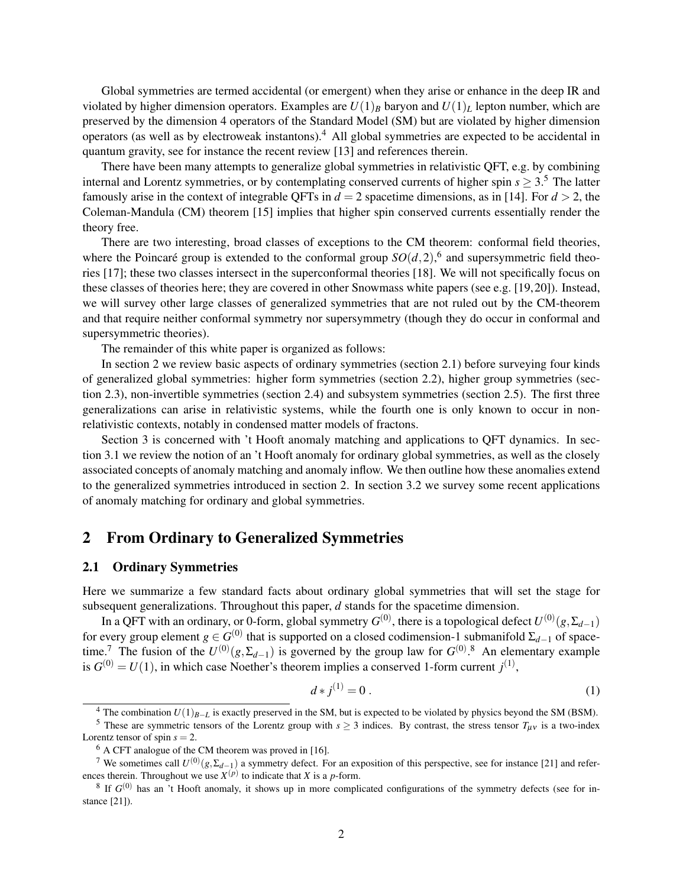Global symmetries are termed accidental (or emergent) when they arise or enhance in the deep IR and violated by higher dimension operators. Examples are $U(1)_B$ baryon and $U(1)_L$ lepton number, which are preserved by the dimension 4 operators of the Standard Model (SM) but are violated by higher dimension operators (as well as by electroweak instantons).[4] All global symmetries are expected to be accidental in quantum gravity, see for instance the recent review [13] and references therein.

There have been many attempts to generalize global symmetries in relativistic QFT, e.g. by combining internal and Lorentz symmetries, or by contemplating conserved currents of higher spin $s \geq 3$.[5] The latter famously arise in the context of integrable QFTs in $d = 2$ spacetime dimensions, as in [14]. For $d > 2$, the Coleman-Mandula (CM) theorem [15] implies that higher spin conserved currents essentially render the theory free.

There are two interesting, broad classes of exceptions to the CM theorem: conformal field theories, where the Poincaré group is extended to the conformal group $SO(d,2)$,[6] and supersymmetric field theories [17]; these two classes intersect in the superconformal theories [18]. We will not specifically focus on these classes of theories here; they are covered in other Snowmass white papers (see e.g. [19,20]). Instead, we will survey other large classes of generalized symmetries that are not ruled out by the CM-theorem and that require neither conformal symmetry nor supersymmetry (though they do occur in conformal and supersymmetric theories).

The remainder of this white paper is organized as follows:

In section 2 we review basic aspects of ordinary symmetries (section 2.1) before surveying four kinds of generalized global symmetries: higher form symmetries (section 2.2), higher group symmetries (section 2.3), non-invertible symmetries (section 2.4) and subsystem symmetries (section 2.5). The first three generalizations can arise in relativistic systems, while the fourth one is only known to occur in non-relativistic contexts, notably in condensed matter models of fractons.

Section 3 is concerned with 't Hooft anomaly matching and applications to QFT dynamics. In section 3.1 we review the notion of an 't Hooft anomaly for ordinary global symmetries, as well as the closely associated concepts of anomaly matching and anomaly inflow. We then outline how these anomalies extend to the generalized symmetries introduced in section 2. In section 3.2 we survey some recent applications of anomaly matching for ordinary and global symmetries.

## 2 From Ordinary to Generalized Symmetries

### 2.1 Ordinary Symmetries

Here we summarize a few standard facts about ordinary global symmetries that will set the stage for subsequent generalizations. Throughout this paper, $d$ stands for the spacetime dimension.

In a QFT with an ordinary, or 0-form, global symmetry $G^{(0)}$, there is a topological defect $U^{(0)}(g, \Sigma_{d-1})$ for every group element $g \in G^{(0)}$ that is supported on a closed codimension-1 submanifold $\Sigma_{d-1}$ of spacetime.[7] The fusion of the $U^{(0)}(g, \Sigma_{d-1})$ is governed by the group law for $G^{(0)}$.[8] An elementary example is $G^{(0)} = U(1)$, in which case Noether's theorem implies a conserved 1-form current $j^{(1)}$,

$$d * j^{(1)} = 0 \,. \tag{1}$$

---

[4] The combination $U(1)_{B-L}$ is exactly preserved in the SM, but is expected to be violated by physics beyond the SM (BSM).

[5] These are symmetric tensors of the Lorentz group with $s \geq 3$ indices. By contrast, the stress tensor $T_{\mu\nu}$ is a two-index Lorentz tensor of spin $s = 2$.

[6] A CFT analogue of the CM theorem was proved in [16].

[7] We sometimes call $U^{(0)}(g, \Sigma_{d-1})$ a symmetry defect. For an exposition of this perspective, see for instance [21] and references therein. Throughout we use $X^{(p)}$ to indicate that $X$ is a $p$-form.

[8] If $G^{(0)}$ has an 't Hooft anomaly, it shows up in more complicated configurations of the symmetry defects (see for instance [21]).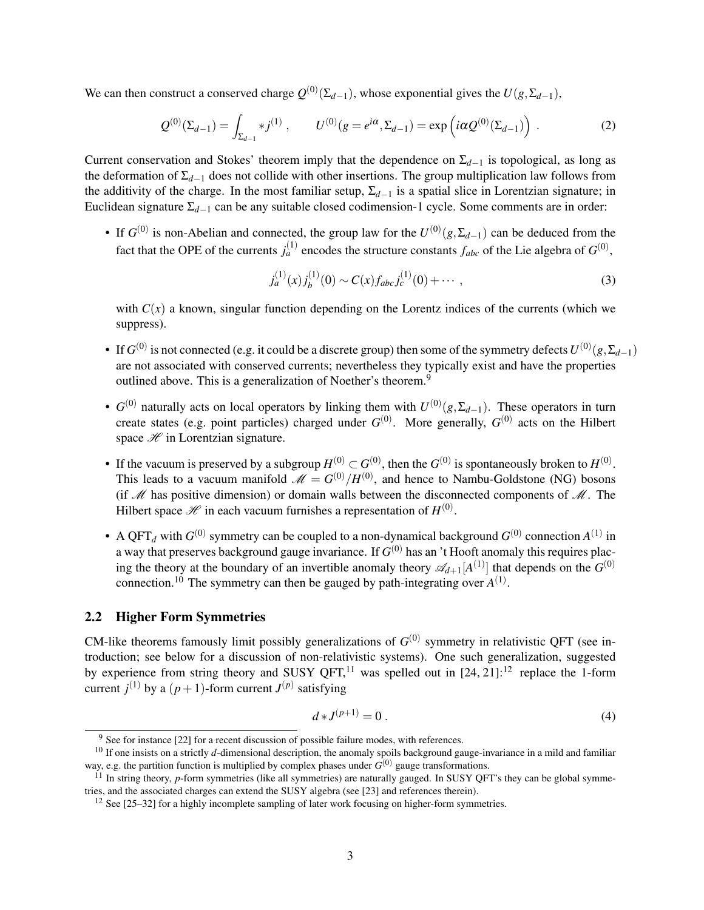We can then construct a conserved charge $Q^{(0)}(\Sigma_{d-1})$, whose exponential gives the $U(g,\Sigma_{d-1})$,

$$Q^{(0)}(\Sigma_{d-1}) = \int_{\Sigma_{d-1}} *j^{(1)} \,, \qquad U^{(0)}(g = e^{i\alpha}, \Sigma_{d-1}) = \exp\left(i\alpha Q^{(0)}(\Sigma_{d-1})\right) \,. \tag{2}$$

Current conservation and Stokes' theorem imply that the dependence on $\Sigma_{d-1}$ is topological, as long as the deformation of $\Sigma_{d-1}$ does not collide with other insertions. The group multiplication law follows from the additivity of the charge. In the most familiar setup, $\Sigma_{d-1}$ is a spatial slice in Lorentzian signature; in Euclidean signature $\Sigma_{d-1}$ can be any suitable closed codimension-1 cycle. Some comments are in order:

- If $G^{(0)}$ is non-Abelian and connected, the group law for the $U^{(0)}(g,\Sigma_{d-1})$ can be deduced from the fact that the OPE of the currents $j_a^{(1)}$ encodes the structure constants $f_{abc}$ of the Lie algebra of $G^{(0)}$,

$$j_a^{(1)}(x) j_b^{(1)}(0) \sim C(x) f_{abc} j_c^{(1)}(0) + \cdots \,, \tag{3}$$

  with $C(x)$ a known, singular function depending on the Lorentz indices of the currents (which we suppress).

- If $G^{(0)}$ is not connected (e.g. it could be a discrete group) then some of the symmetry defects $U^{(0)}(g,\Sigma_{d-1})$ are not associated with conserved currents; nevertheless they typically exist and have the properties outlined above. This is a generalization of Noether's theorem.[9]

- $G^{(0)}$ naturally acts on local operators by linking them with $U^{(0)}(g,\Sigma_{d-1})$. These operators in turn create states (e.g. point particles) charged under $G^{(0)}$. More generally, $G^{(0)}$ acts on the Hilbert space $\mathscr{H}$ in Lorentzian signature.

- If the vacuum is preserved by a subgroup $H^{(0)} \subset G^{(0)}$, then the $G^{(0)}$ is spontaneously broken to $H^{(0)}$. This leads to a vacuum manifold $\mathscr{M} = G^{(0)}/H^{(0)}$, and hence to Nambu-Goldstone (NG) bosons (if $\mathscr{M}$ has positive dimension) or domain walls between the disconnected components of $\mathscr{M}$. The Hilbert space $\mathscr{H}$ in each vacuum furnishes a representation of $H^{(0)}$.

- A QFT$_d$ with $G^{(0)}$ symmetry can be coupled to a non-dynamical background $G^{(0)}$ connection $A^{(1)}$ in a way that preserves background gauge invariance. If $G^{(0)}$ has an 't Hooft anomaly this requires placing the theory at the boundary of an invertible anomaly theory $\mathscr{A}_{d+1}[A^{(1)}]$ that depends on the $G^{(0)}$ connection.[10] The symmetry can then be gauged by path-integrating over $A^{(1)}$.

## 2.2 Higher Form Symmetries

CM-like theorems famously limit possibly generalizations of $G^{(0)}$ symmetry in relativistic QFT (see introduction; see below for a discussion of non-relativistic systems). One such generalization, suggested by experience from string theory and SUSY QFT,[11] was spelled out in [24, 21]:[12] replace the 1-form current $j^{(1)}$ by a $(p+1)$-form current $J^{(p)}$ satisfying

$$d * J^{(p+1)} = 0 \,. \tag{4}$$

---

[9] See for instance [22] for a recent discussion of possible failure modes, with references.

[10] If one insists on a strictly $d$-dimensional description, the anomaly spoils background gauge-invariance in a mild and familiar way, e.g. the partition function is multiplied by complex phases under $G^{(0)}$ gauge transformations.

[11] In string theory, $p$-form symmetries (like all symmetries) are naturally gauged. In SUSY QFT's they can be global symmetries, and the associated charges can extend the SUSY algebra (see [23] and references therein).

[12] See [25–32] for a highly incomplete sampling of later work focusing on higher-form symmetries.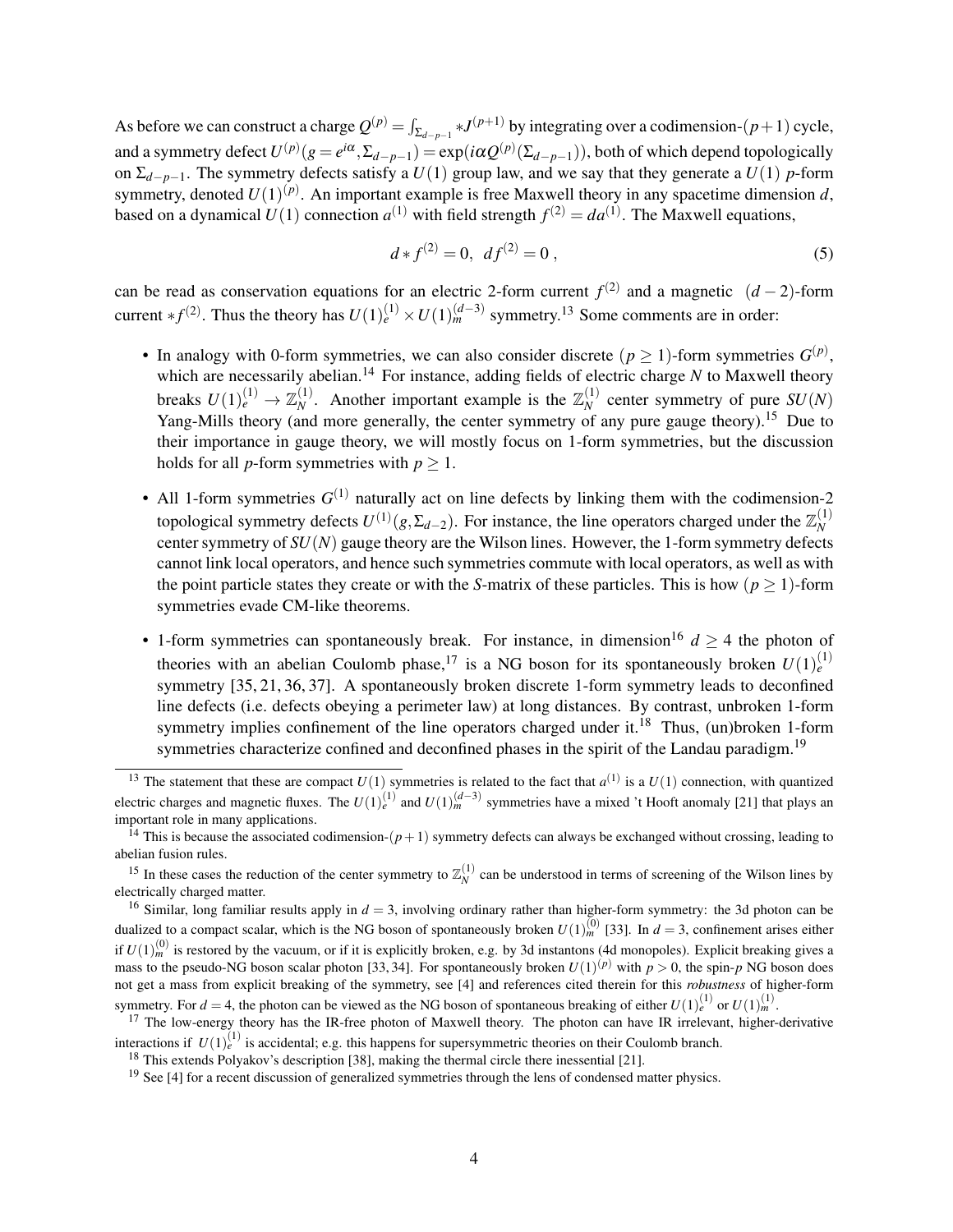As before we can construct a charge $Q^{(p)} = \int_{\Sigma_{d-p-1}} *J^{(p+1)}$ by integrating over a codimension-$(p+1)$ cycle, and a symmetry defect $U^{(p)}(g = e^{i\alpha}, \Sigma_{d-p-1}) = \exp(i\alpha Q^{(p)}(\Sigma_{d-p-1}))$, both of which depend topologically on $\Sigma_{d-p-1}$. The symmetry defects satisfy a $U(1)$ group law, and we say that they generate a $U(1)$ $p$-form symmetry, denoted $U(1)^{(p)}$. An important example is free Maxwell theory in any spacetime dimension $d$, based on a dynamical $U(1)$ connection $a^{(1)}$ with field strength $f^{(2)} = da^{(1)}$. The Maxwell equations,

$$d * f^{(2)} = 0, \;\; df^{(2)} = 0 \,, \tag{5}$$

can be read as conservation equations for an electric 2-form current $f^{(2)}$ and a magnetic $(d-2)$-form current $*f^{(2)}$. Thus the theory has $U(1)_e^{(1)} \times U(1)_m^{(d-3)}$ symmetry.[13] Some comments are in order:

- In analogy with 0-form symmetries, we can also consider discrete $(p \geq 1)$-form symmetries $G^{(p)}$, which are necessarily abelian.[14] For instance, adding fields of electric charge $N$ to Maxwell theory breaks $U(1)_e^{(1)} \to \mathbb{Z}_N^{(1)}$. Another important example is the $\mathbb{Z}_N^{(1)}$ center symmetry of pure $SU(N)$ Yang-Mills theory (and more generally, the center symmetry of any pure gauge theory).[15] Due to their importance in gauge theory, we will mostly focus on 1-form symmetries, but the discussion holds for all $p$-form symmetries with $p \geq 1$.
- All 1-form symmetries $G^{(1)}$ naturally act on line defects by linking them with the codimension-2 topological symmetry defects $U^{(1)}(g, \Sigma_{d-2})$. For instance, the line operators charged under the $\mathbb{Z}_N^{(1)}$ center symmetry of $SU(N)$ gauge theory are the Wilson lines. However, the 1-form symmetry defects cannot link local operators, and hence such symmetries commute with local operators, as well as with the point particle states they create or with the $S$-matrix of these particles. This is how $(p \geq 1)$-form symmetries evade CM-like theorems.
- 1-form symmetries can spontaneously break. For instance, in dimension[16] $d \geq 4$ the photon of theories with an abelian Coulomb phase,[17] is a NG boson for its spontaneously broken $U(1)_e^{(1)}$ symmetry [35, 21, 36, 37]. A spontaneously broken discrete 1-form symmetry leads to deconfined line defects (i.e. defects obeying a perimeter law) at long distances. By contrast, unbroken 1-form symmetry implies confinement of the line operators charged under it.[18] Thus, (un)broken 1-form symmetries characterize confined and deconfined phases in the spirit of the Landau paradigm.[19]

---

[13] The statement that these are compact $U(1)$ symmetries is related to the fact that $a^{(1)}$ is a $U(1)$ connection, with quantized electric charges and magnetic fluxes. The $U(1)_e^{(1)}$ and $U(1)_m^{(d-3)}$ symmetries have a mixed 't Hooft anomaly [21] that plays an important role in many applications.

[14] This is because the associated codimension-$(p+1)$ symmetry defects can always be exchanged without crossing, leading to abelian fusion rules.

[15] In these cases the reduction of the center symmetry to $\mathbb{Z}_N^{(1)}$ can be understood in terms of screening of the Wilson lines by electrically charged matter.

[16] Similar, long familiar results apply in $d = 3$, involving ordinary rather than higher-form symmetry: the 3d photon can be dualized to a compact scalar, which is the NG boson of spontaneously broken $U(1)_m^{(0)}$ [33]. In $d = 3$, confinement arises either if $U(1)_m^{(0)}$ is restored by the vacuum, or if it is explicitly broken, e.g. by 3d instantons (4d monopoles). Explicit breaking gives a mass to the pseudo-NG boson scalar photon [33, 34]. For spontaneously broken $U(1)^{(p)}$ with $p > 0$, the spin-$p$ NG boson does not get a mass from explicit breaking of the symmetry, see [4] and references cited therein for this *robustness* of higher-form symmetry. For $d = 4$, the photon can be viewed as the NG boson of spontaneous breaking of either $U(1)_e^{(1)}$ or $U(1)_m^{(1)}$.

[17] The low-energy theory has the IR-free photon of Maxwell theory. The photon can have IR irrelevant, higher-derivative interactions if $U(1)_e^{(1)}$ is accidental; e.g. this happens for supersymmetric theories on their Coulomb branch.

[18] This extends Polyakov's description [38], making the thermal circle there inessential [21].

[19] See [4] for a recent discussion of generalized symmetries through the lens of condensed matter physics.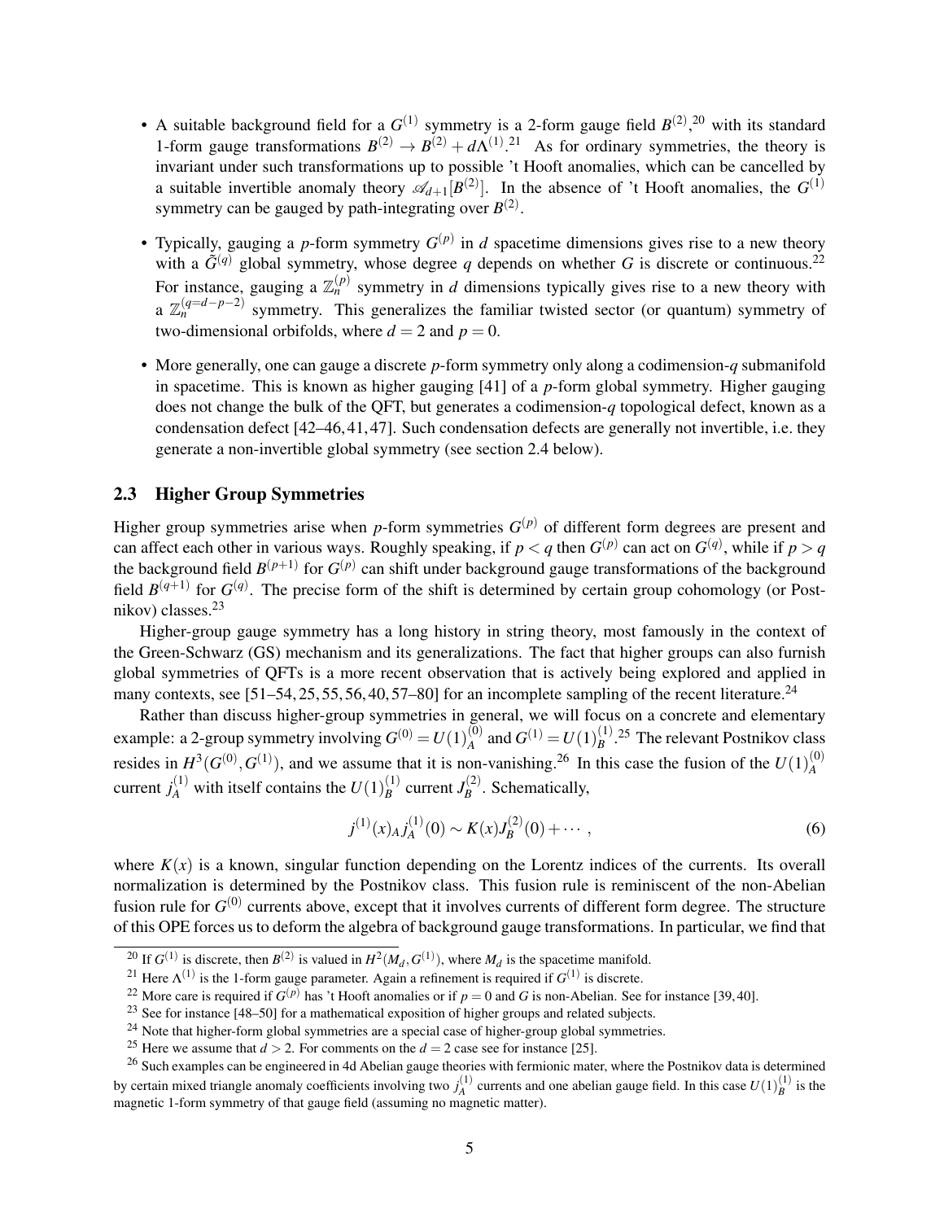- A suitable background field for a $G^{(1)}$ symmetry is a 2-form gauge field $B^{(2)}$,[20] with its standard 1-form gauge transformations $B^{(2)} \to B^{(2)} + d\Lambda^{(1)}$.[21] As for ordinary symmetries, the theory is invariant under such transformations up to possible 't Hooft anomalies, which can be cancelled by a suitable invertible anomaly theory $\mathscr{A}_{d+1}[B^{(2)}]$. In the absence of 't Hooft anomalies, the $G^{(1)}$ symmetry can be gauged by path-integrating over $B^{(2)}$.

- Typically, gauging a $p$-form symmetry $G^{(p)}$ in $d$ spacetime dimensions gives rise to a new theory with a $\tilde{G}^{(q)}$ global symmetry, whose degree $q$ depends on whether $G$ is discrete or continuous.[22] For instance, gauging a $\mathbb{Z}_n^{(p)}$ symmetry in $d$ dimensions typically gives rise to a new theory with a $\mathbb{Z}_n^{(q=d-p-2)}$ symmetry. This generalizes the familiar twisted sector (or quantum) symmetry of two-dimensional orbifolds, where $d = 2$ and $p = 0$.

- More generally, one can gauge a discrete $p$-form symmetry only along a codimension-$q$ submanifold in spacetime. This is known as higher gauging [41] of a $p$-form global symmetry. Higher gauging does not change the bulk of the QFT, but generates a codimension-$q$ topological defect, known as a condensation defect [42–46, 41, 47]. Such condensation defects are generally not invertible, i.e. they generate a non-invertible global symmetry (see section 2.4 below).

### 2.3 Higher Group Symmetries

Higher group symmetries arise when $p$-form symmetries $G^{(p)}$ of different form degrees are present and can affect each other in various ways. Roughly speaking, if $p < q$ then $G^{(p)}$ can act on $G^{(q)}$, while if $p > q$ the background field $B^{(p+1)}$ for $G^{(p)}$ can shift under background gauge transformations of the background field $B^{(q+1)}$ for $G^{(q)}$. The precise form of the shift is determined by certain group cohomology (or Postnikov) classes.[23]

Higher-group gauge symmetry has a long history in string theory, most famously in the context of the Green-Schwarz (GS) mechanism and its generalizations. The fact that higher groups can also furnish global symmetries of QFTs is a more recent observation that is actively being explored and applied in many contexts, see [51–54, 25, 55, 56, 40, 57–80] for an incomplete sampling of the recent literature.[24]

Rather than discuss higher-group symmetries in general, we will focus on a concrete and elementary example: a 2-group symmetry involving $G^{(0)} = U(1)_A^{(0)}$ and $G^{(1)} = U(1)_B^{(1)}$.[25] The relevant Postnikov class resides in $H^3(G^{(0)}, G^{(1)})$, and we assume that it is non-vanishing.[26] In this case the fusion of the $U(1)_A^{(0)}$ current $j_A^{(1)}$ with itself contains the $U(1)_B^{(1)}$ current $J_B^{(2)}$. Schematically,

$$j^{(1)}(x)_A j_A^{(1)}(0) \sim K(x) J_B^{(2)}(0) + \cdots \,, \tag{6}$$

where $K(x)$ is a known, singular function depending on the Lorentz indices of the currents. Its overall normalization is determined by the Postnikov class. This fusion rule is reminiscent of the non-Abelian fusion rule for $G^{(0)}$ currents above, except that it involves currents of different form degree. The structure of this OPE forces us to deform the algebra of background gauge transformations. In particular, we find that

---

[20] If $G^{(1)}$ is discrete, then $B^{(2)}$ is valued in $H^2(M_d, G^{(1)})$, where $M_d$ is the spacetime manifold.

[21] Here $\Lambda^{(1)}$ is the 1-form gauge parameter. Again a refinement is required if $G^{(1)}$ is discrete.

[22] More care is required if $G^{(p)}$ has 't Hooft anomalies or if $p = 0$ and $G$ is non-Abelian. See for instance [39, 40].

[23] See for instance [48–50] for a mathematical exposition of higher groups and related subjects.

[24] Note that higher-form global symmetries are a special case of higher-group global symmetries.

[25] Here we assume that $d > 2$. For comments on the $d = 2$ case see for instance [25].

[26] Such examples can be engineered in 4d Abelian gauge theories with fermionic mater, where the Postnikov data is determined by certain mixed triangle anomaly coefficients involving two $j_A^{(1)}$ currents and one abelian gauge field. In this case $U(1)_B^{(1)}$ is the magnetic 1-form symmetry of that gauge field (assuming no magnetic matter).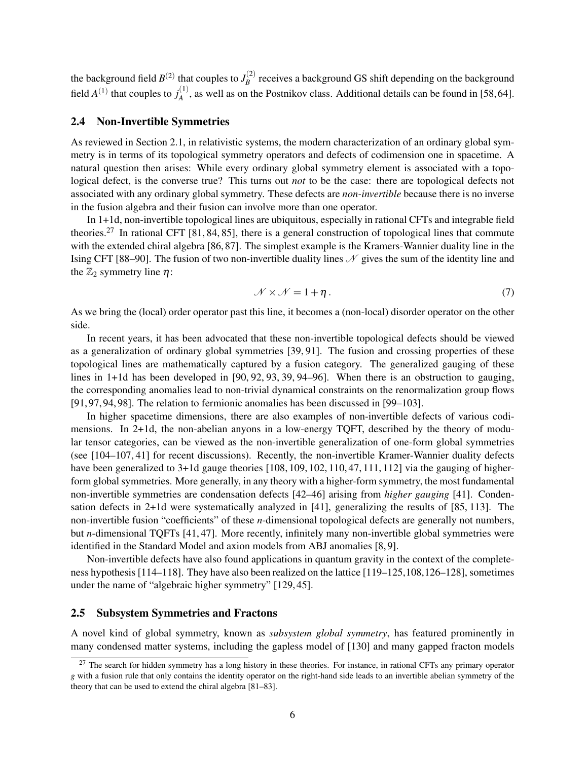the background field $B^{(2)}$ that couples to $J_B^{(2)}$ receives a background GS shift depending on the background field $A^{(1)}$ that couples to $j_A^{(1)}$, as well as on the Postnikov class. Additional details can be found in [58, 64].

## 2.4 Non-Invertible Symmetries

As reviewed in Section 2.1, in relativistic systems, the modern characterization of an ordinary global symmetry is in terms of its topological symmetry operators and defects of codimension one in spacetime. A natural question then arises: While every ordinary global symmetry element is associated with a topological defect, is the converse true? This turns out *not* to be the case: there are topological defects not associated with any ordinary global symmetry. These defects are *non-invertible* because there is no inverse in the fusion algebra and their fusion can involve more than one operator.

In 1+1d, non-invertible topological lines are ubiquitous, especially in rational CFTs and integrable field theories.[27] In rational CFT [81, 84, 85], there is a general construction of topological lines that commute with the extended chiral algebra [86, 87]. The simplest example is the Kramers-Wannier duality line in the Ising CFT [88–90]. The fusion of two non-invertible duality lines $\mathcal{N}$ gives the sum of the identity line and the $\mathbb{Z}_2$ symmetry line $\eta$:

$$\mathcal{N} \times \mathcal{N} = 1 + \eta \,. \tag{7}$$

As we bring the (local) order operator past this line, it becomes a (non-local) disorder operator on the other side.

In recent years, it has been advocated that these non-invertible topological defects should be viewed as a generalization of ordinary global symmetries [39, 91]. The fusion and crossing properties of these topological lines are mathematically captured by a fusion category. The generalized gauging of these lines in 1+1d has been developed in [90, 92, 93, 39, 94–96]. When there is an obstruction to gauging, the corresponding anomalies lead to non-trivial dynamical constraints on the renormalization group flows [91, 97, 94, 98]. The relation to fermionic anomalies has been discussed in [99–103].

In higher spacetime dimensions, there are also examples of non-invertible defects of various codimensions. In 2+1d, the non-abelian anyons in a low-energy TQFT, described by the theory of modular tensor categories, can be viewed as the non-invertible generalization of one-form global symmetries (see [104–107, 41] for recent discussions). Recently, the non-invertible Kramer-Wannier duality defects have been generalized to 3+1d gauge theories [108, 109, 102, 110, 47, 111, 112] via the gauging of higher-form global symmetries. More generally, in any theory with a higher-form symmetry, the most fundamental non-invertible symmetries are condensation defects [42–46] arising from *higher gauging* [41]. Condensation defects in 2+1d were systematically analyzed in [41], generalizing the results of [85, 113]. The non-invertible fusion "coefficients" of these $n$-dimensional topological defects are generally not numbers, but $n$-dimensional TQFTs [41, 47]. More recently, infinitely many non-invertible global symmetries were identified in the Standard Model and axion models from ABJ anomalies [8, 9].

Non-invertible defects have also found applications in quantum gravity in the context of the completeness hypothesis [114–118]. They have also been realized on the lattice [119–125, 108, 126–128], sometimes under the name of "algebraic higher symmetry" [129, 45].

## 2.5 Subsystem Symmetries and Fractons

A novel kind of global symmetry, known as *subsystem global symmetry*, has featured prominently in many condensed matter systems, including the gapless model of [130] and many gapped fracton models

---

[27] The search for hidden symmetry has a long history in these theories. For instance, in rational CFTs any primary operator $g$ with a fusion rule that only contains the identity operator on the right-hand side leads to an invertible abelian symmetry of the theory that can be used to extend the chiral algebra [81–83].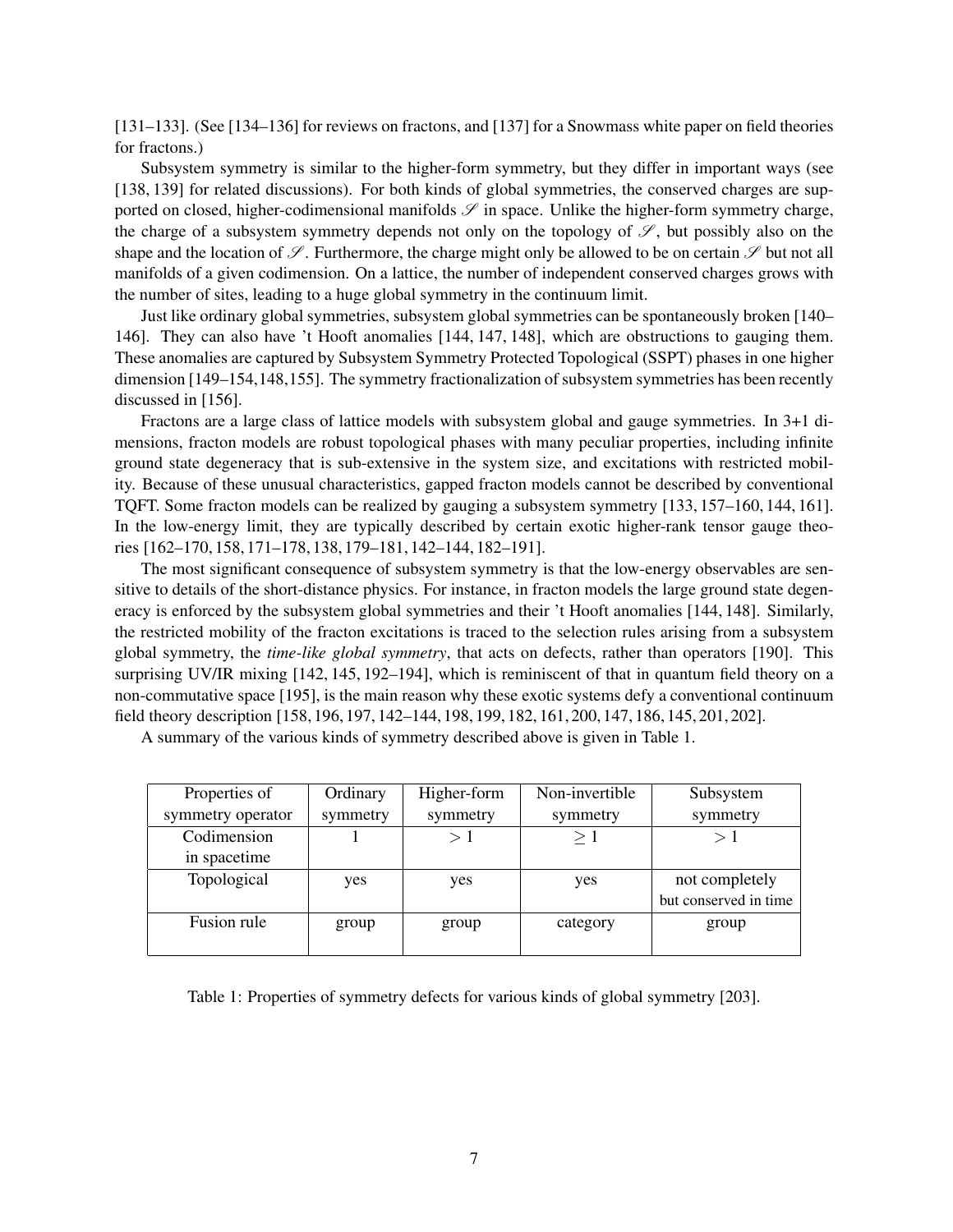[131–133]. (See [134–136] for reviews on fractons, and [137] for a Snowmass white paper on field theories for fractons.)

Subsystem symmetry is similar to the higher-form symmetry, but they differ in important ways (see [138, 139] for related discussions). For both kinds of global symmetries, the conserved charges are supported on closed, higher-codimensional manifolds $\mathscr{S}$ in space. Unlike the higher-form symmetry charge, the charge of a subsystem symmetry depends not only on the topology of $\mathscr{S}$, but possibly also on the shape and the location of $\mathscr{S}$. Furthermore, the charge might only be allowed to be on certain $\mathscr{S}$ but not all manifolds of a given codimension. On a lattice, the number of independent conserved charges grows with the number of sites, leading to a huge global symmetry in the continuum limit.

Just like ordinary global symmetries, subsystem global symmetries can be spontaneously broken [140–146]. They can also have 't Hooft anomalies [144, 147, 148], which are obstructions to gauging them. These anomalies are captured by Subsystem Symmetry Protected Topological (SSPT) phases in one higher dimension [149–154,148,155]. The symmetry fractionalization of subsystem symmetries has been recently discussed in [156].

Fractons are a large class of lattice models with subsystem global and gauge symmetries. In 3+1 dimensions, fracton models are robust topological phases with many peculiar properties, including infinite ground state degeneracy that is sub-extensive in the system size, and excitations with restricted mobility. Because of these unusual characteristics, gapped fracton models cannot be described by conventional TQFT. Some fracton models can be realized by gauging a subsystem symmetry [133, 157–160, 144, 161]. In the low-energy limit, they are typically described by certain exotic higher-rank tensor gauge theories [162–170, 158, 171–178, 138, 179–181, 142–144, 182–191].

The most significant consequence of subsystem symmetry is that the low-energy observables are sensitive to details of the short-distance physics. For instance, in fracton models the large ground state degeneracy is enforced by the subsystem global symmetries and their 't Hooft anomalies [144, 148]. Similarly, the restricted mobility of the fracton excitations is traced to the selection rules arising from a subsystem global symmetry, the *time-like global symmetry*, that acts on defects, rather than operators [190]. This surprising UV/IR mixing [142, 145, 192–194], which is reminiscent of that in quantum field theory on a non-commutative space [195], is the main reason why these exotic systems defy a conventional continuum field theory description [158, 196, 197, 142–144, 198, 199, 182, 161, 200, 147, 186, 145, 201, 202].

A summary of the various kinds of symmetry described above is given in Table 1.

| Properties of symmetry operator | Ordinary symmetry | Higher-form symmetry | Non-invertible symmetry | Subsystem symmetry |
|---|---|---|---|---|
| Codimension in spacetime | 1 | $> 1$ | $\geq 1$ | $> 1$ |
| Topological | yes | yes | yes | not completely but conserved in time |
| Fusion rule | group | group | category | group |

Table 1: Properties of symmetry defects for various kinds of global symmetry [203].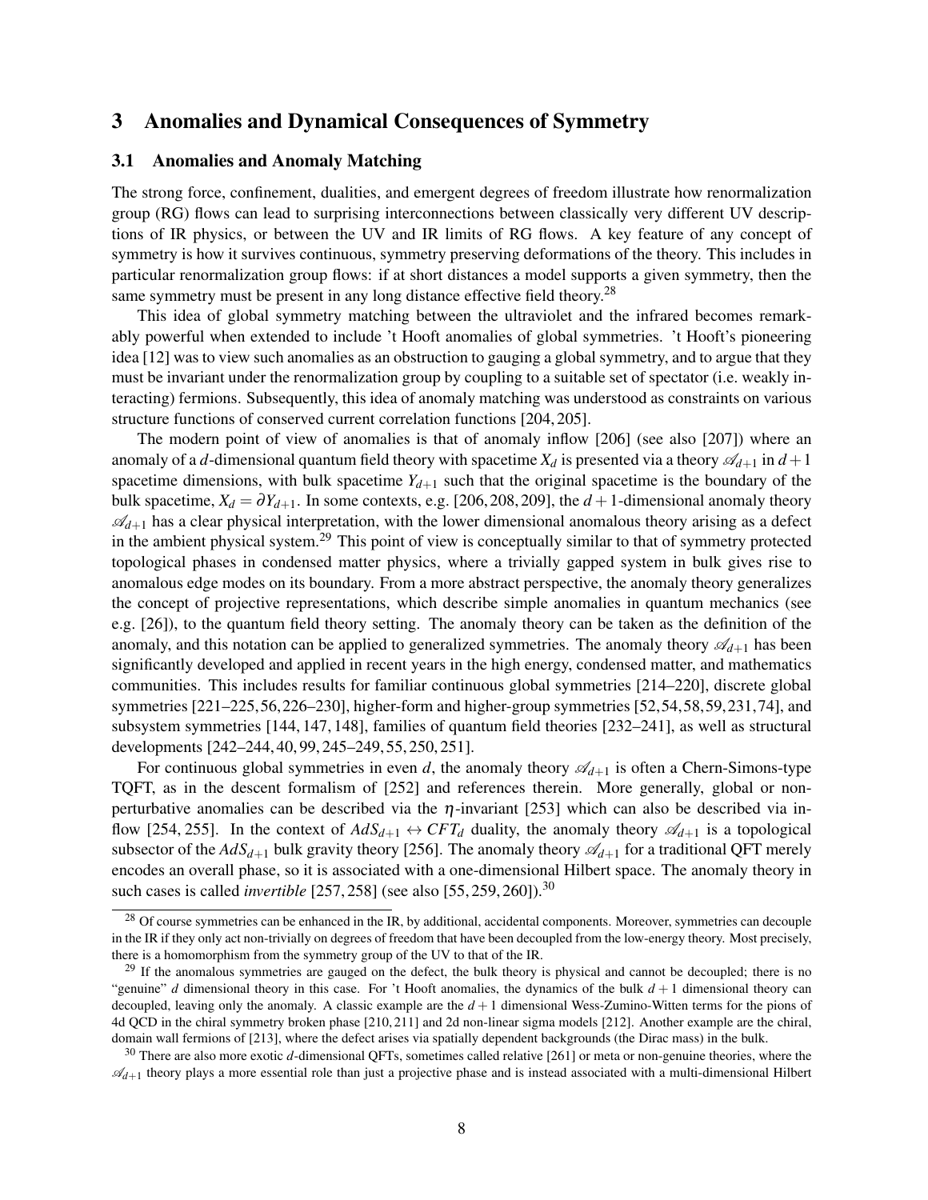## 3 Anomalies and Dynamical Consequences of Symmetry

### 3.1 Anomalies and Anomaly Matching

The strong force, confinement, dualities, and emergent degrees of freedom illustrate how renormalization group (RG) flows can lead to surprising interconnections between classically very different UV descriptions of IR physics, or between the UV and IR limits of RG flows. A key feature of any concept of symmetry is how it survives continuous, symmetry preserving deformations of the theory. This includes in particular renormalization group flows: if at short distances a model supports a given symmetry, then the same symmetry must be present in any long distance effective field theory.[28]

This idea of global symmetry matching between the ultraviolet and the infrared becomes remarkably powerful when extended to include 't Hooft anomalies of global symmetries. 't Hooft's pioneering idea [12] was to view such anomalies as an obstruction to gauging a global symmetry, and to argue that they must be invariant under the renormalization group by coupling to a suitable set of spectator (i.e. weakly interacting) fermions. Subsequently, this idea of anomaly matching was understood as constraints on various structure functions of conserved current correlation functions [204, 205].

The modern point of view of anomalies is that of anomaly inflow [206] (see also [207]) where an anomaly of a $d$-dimensional quantum field theory with spacetime $X_d$ is presented via a theory $\mathscr{A}_{d+1}$ in $d+1$ spacetime dimensions, with bulk spacetime $Y_{d+1}$ such that the original spacetime is the boundary of the bulk spacetime, $X_d = \partial Y_{d+1}$. In some contexts, e.g. [206, 208, 209], the $d+1$-dimensional anomaly theory $\mathscr{A}_{d+1}$ has a clear physical interpretation, with the lower dimensional anomalous theory arising as a defect in the ambient physical system.[29] This point of view is conceptually similar to that of symmetry protected topological phases in condensed matter physics, where a trivially gapped system in bulk gives rise to anomalous edge modes on its boundary. From a more abstract perspective, the anomaly theory generalizes the concept of projective representations, which describe simple anomalies in quantum mechanics (see e.g. [26]), to the quantum field theory setting. The anomaly theory can be taken as the definition of the anomaly, and this notation can be applied to generalized symmetries. The anomaly theory $\mathscr{A}_{d+1}$ has been significantly developed and applied in recent years in the high energy, condensed matter, and mathematics communities. This includes results for familiar continuous global symmetries [214–220], discrete global symmetries [221–225, 56, 226–230], higher-form and higher-group symmetries [52, 54, 58, 59, 231, 74], and subsystem symmetries [144, 147, 148], families of quantum field theories [232–241], as well as structural developments [242–244, 40, 99, 245–249, 55, 250, 251].

For continuous global symmetries in even $d$, the anomaly theory $\mathscr{A}_{d+1}$ is often a Chern-Simons-type TQFT, as in the descent formalism of [252] and references therein. More generally, global or non-perturbative anomalies can be described via the $\eta$-invariant [253] which can also be described via inflow [254, 255]. In the context of $AdS_{d+1} \leftrightarrow CFT_d$ duality, the anomaly theory $\mathscr{A}_{d+1}$ is a topological subsector of the $AdS_{d+1}$ bulk gravity theory [256]. The anomaly theory $\mathscr{A}_{d+1}$ for a traditional QFT merely encodes an overall phase, so it is associated with a one-dimensional Hilbert space. The anomaly theory in such cases is called *invertible* [257, 258] (see also [55, 259, 260]).[30]

---

[28] Of course symmetries can be enhanced in the IR, by additional, accidental components. Moreover, symmetries can decouple in the IR if they only act non-trivially on degrees of freedom that have been decoupled from the low-energy theory. Most precisely, there is a homomorphism from the symmetry group of the UV to that of the IR.

[29] If the anomalous symmetries are gauged on the defect, the bulk theory is physical and cannot be decoupled; there is no "genuine" $d$ dimensional theory in this case. For 't Hooft anomalies, the dynamics of the bulk $d+1$ dimensional theory can decoupled, leaving only the anomaly. A classic example are the $d+1$ dimensional Wess-Zumino-Witten terms for the pions of 4d QCD in the chiral symmetry broken phase [210, 211] and 2d non-linear sigma models [212]. Another example are the chiral, domain wall fermions of [213], where the defect arises via spatially dependent backgrounds (the Dirac mass) in the bulk.

[30] There are also more exotic $d$-dimensional QFTs, sometimes called relative [261] or meta or non-genuine theories, where the $\mathscr{A}_{d+1}$ theory plays a more essential role than just a projective phase and is instead associated with a multi-dimensional Hilbert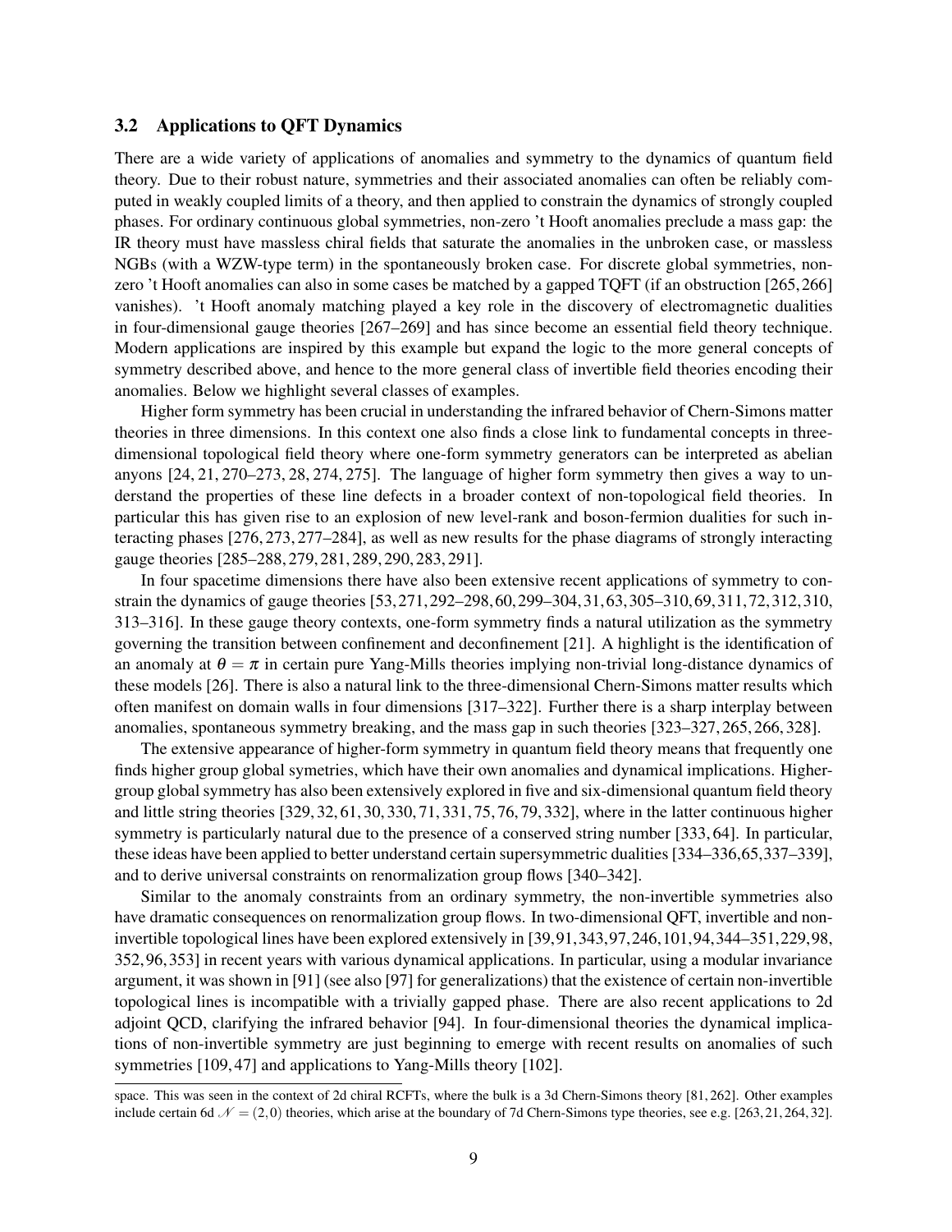### 3.2 Applications to QFT Dynamics

There are a wide variety of applications of anomalies and symmetry to the dynamics of quantum field theory. Due to their robust nature, symmetries and their associated anomalies can often be reliably computed in weakly coupled limits of a theory, and then applied to constrain the dynamics of strongly coupled phases. For ordinary continuous global symmetries, non-zero 't Hooft anomalies preclude a mass gap: the IR theory must have massless chiral fields that saturate the anomalies in the unbroken case, or massless NGBs (with a WZW-type term) in the spontaneously broken case. For discrete global symmetries, non-zero 't Hooft anomalies can also in some cases be matched by a gapped TQFT (if an obstruction [265, 266] vanishes). 't Hooft anomaly matching played a key role in the discovery of electromagnetic dualities in four-dimensional gauge theories [267–269] and has since become an essential field theory technique. Modern applications are inspired by this example but expand the logic to the more general concepts of symmetry described above, and hence to the more general class of invertible field theories encoding their anomalies. Below we highlight several classes of examples.

Higher form symmetry has been crucial in understanding the infrared behavior of Chern-Simons matter theories in three dimensions. In this context one also finds a close link to fundamental concepts in three-dimensional topological field theory where one-form symmetry generators can be interpreted as abelian anyons [24, 21, 270–273, 28, 274, 275]. The language of higher form symmetry then gives a way to understand the properties of these line defects in a broader context of non-topological field theories. In particular this has given rise to an explosion of new level-rank and boson-fermion dualities for such interacting phases [276, 273, 277–284], as well as new results for the phase diagrams of strongly interacting gauge theories [285–288, 279, 281, 289, 290, 283, 291].

In four spacetime dimensions there have also been extensive recent applications of symmetry to constrain the dynamics of gauge theories [53, 271, 292–298, 60, 299–304, 31, 63, 305–310, 69, 311, 72, 312, 310, 313–316]. In these gauge theory contexts, one-form symmetry finds a natural utilization as the symmetry governing the transition between confinement and deconfinement [21]. A highlight is the identification of an anomaly at $\theta = \pi$ in certain pure Yang-Mills theories implying non-trivial long-distance dynamics of these models [26]. There is also a natural link to the three-dimensional Chern-Simons matter results which often manifest on domain walls in four dimensions [317–322]. Further there is a sharp interplay between anomalies, spontaneous symmetry breaking, and the mass gap in such theories [323–327, 265, 266, 328].

The extensive appearance of higher-form symmetry in quantum field theory means that frequently one finds higher group global symetries, which have their own anomalies and dynamical implications. Higher-group global symmetry has also been extensively explored in five and six-dimensional quantum field theory and little string theories [329, 32, 61, 30, 330, 71, 331, 75, 76, 79, 332], where in the latter continuous higher symmetry is particularly natural due to the presence of a conserved string number [333, 64]. In particular, these ideas have been applied to better understand certain supersymmetric dualities [334–336, 65, 337–339], and to derive universal constraints on renormalization group flows [340–342].

Similar to the anomaly constraints from an ordinary symmetry, the non-invertible symmetries also have dramatic consequences on renormalization group flows. In two-dimensional QFT, invertible and non-invertible topological lines have been explored extensively in [39, 91, 343, 97, 246, 101, 94, 344–351, 229, 98, 352, 96, 353] in recent years with various dynamical applications. In particular, using a modular invariance argument, it was shown in [91] (see also [97] for generalizations) that the existence of certain non-invertible topological lines is incompatible with a trivially gapped phase. There are also recent applications to 2d adjoint QCD, clarifying the infrared behavior [94]. In four-dimensional theories the dynamical implications of non-invertible symmetry are just beginning to emerge with recent results on anomalies of such symmetries [109, 47] and applications to Yang-Mills theory [102].

---

space. This was seen in the context of 2d chiral RCFTs, where the bulk is a 3d Chern-Simons theory [81, 262]. Other examples include certain 6d $\mathcal{N} = (2,0)$ theories, which arise at the boundary of 7d Chern-Simons type theories, see e.g. [263, 21, 264, 32].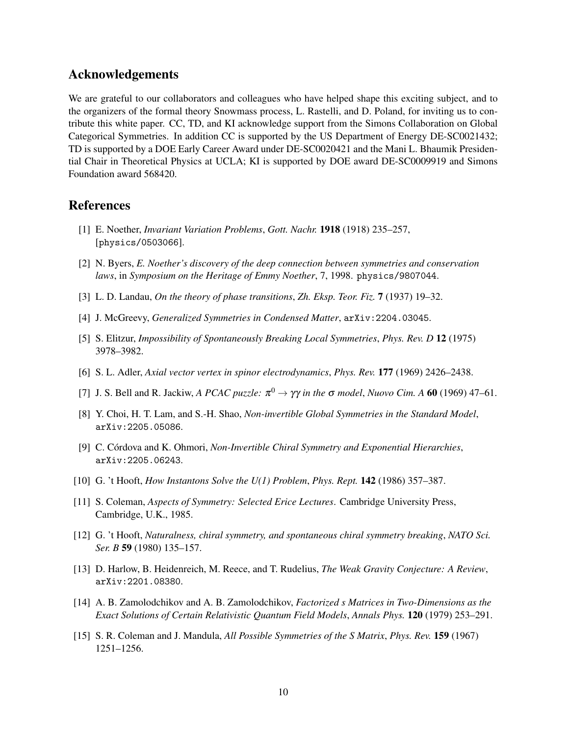## Acknowledgements

We are grateful to our collaborators and colleagues who have helped shape this exciting subject, and to the organizers of the formal theory Snowmass process, L. Rastelli, and D. Poland, for inviting us to contribute this white paper. CC, TD, and KI acknowledge support from the Simons Collaboration on Global Categorical Symmetries. In addition CC is supported by the US Department of Energy DE-SC0021432; TD is supported by a DOE Early Career Award under DE-SC0020421 and the Mani L. Bhaumik Presidential Chair in Theoretical Physics at UCLA; KI is supported by DOE award DE-SC0009919 and Simons Foundation award 568420.

## References

[1] E. Noether, *Invariant Variation Problems*, *Gott. Nachr.* **1918** (1918) 235–257, [physics/0503066].

[2] N. Byers, *E. Noether's discovery of the deep connection between symmetries and conservation laws*, in *Symposium on the Heritage of Emmy Noether*, 7, 1998. physics/9807044.

[3] L. D. Landau, *On the theory of phase transitions*, *Zh. Eksp. Teor. Fiz.* **7** (1937) 19–32.

[4] J. McGreevy, *Generalized Symmetries in Condensed Matter*, arXiv:2204.03045.

[5] S. Elitzur, *Impossibility of Spontaneously Breaking Local Symmetries*, *Phys. Rev. D* **12** (1975) 3978–3982.

[6] S. L. Adler, *Axial vector vertex in spinor electrodynamics*, *Phys. Rev.* **177** (1969) 2426–2438.

[7] J. S. Bell and R. Jackiw, *A PCAC puzzle: $\pi^0 \to \gamma\gamma$ in the $\sigma$ model*, *Nuovo Cim. A* **60** (1969) 47–61.

[8] Y. Choi, H. T. Lam, and S.-H. Shao, *Non-invertible Global Symmetries in the Standard Model*, arXiv:2205.05086.

[9] C. Córdova and K. Ohmori, *Non-Invertible Chiral Symmetry and Exponential Hierarchies*, arXiv:2205.06243.

[10] G. 't Hooft, *How Instantons Solve the U(1) Problem*, *Phys. Rept.* **142** (1986) 357–387.

[11] S. Coleman, *Aspects of Symmetry: Selected Erice Lectures*. Cambridge University Press, Cambridge, U.K., 1985.

[12] G. 't Hooft, *Naturalness, chiral symmetry, and spontaneous chiral symmetry breaking*, *NATO Sci. Ser. B* **59** (1980) 135–157.

[13] D. Harlow, B. Heidenreich, M. Reece, and T. Rudelius, *The Weak Gravity Conjecture: A Review*, arXiv:2201.08380.

[14] A. B. Zamolodchikov and A. B. Zamolodchikov, *Factorized s Matrices in Two-Dimensions as the Exact Solutions of Certain Relativistic Quantum Field Models*, *Annals Phys.* **120** (1979) 253–291.

[15] S. R. Coleman and J. Mandula, *All Possible Symmetries of the S Matrix*, *Phys. Rev.* **159** (1967) 1251–1256.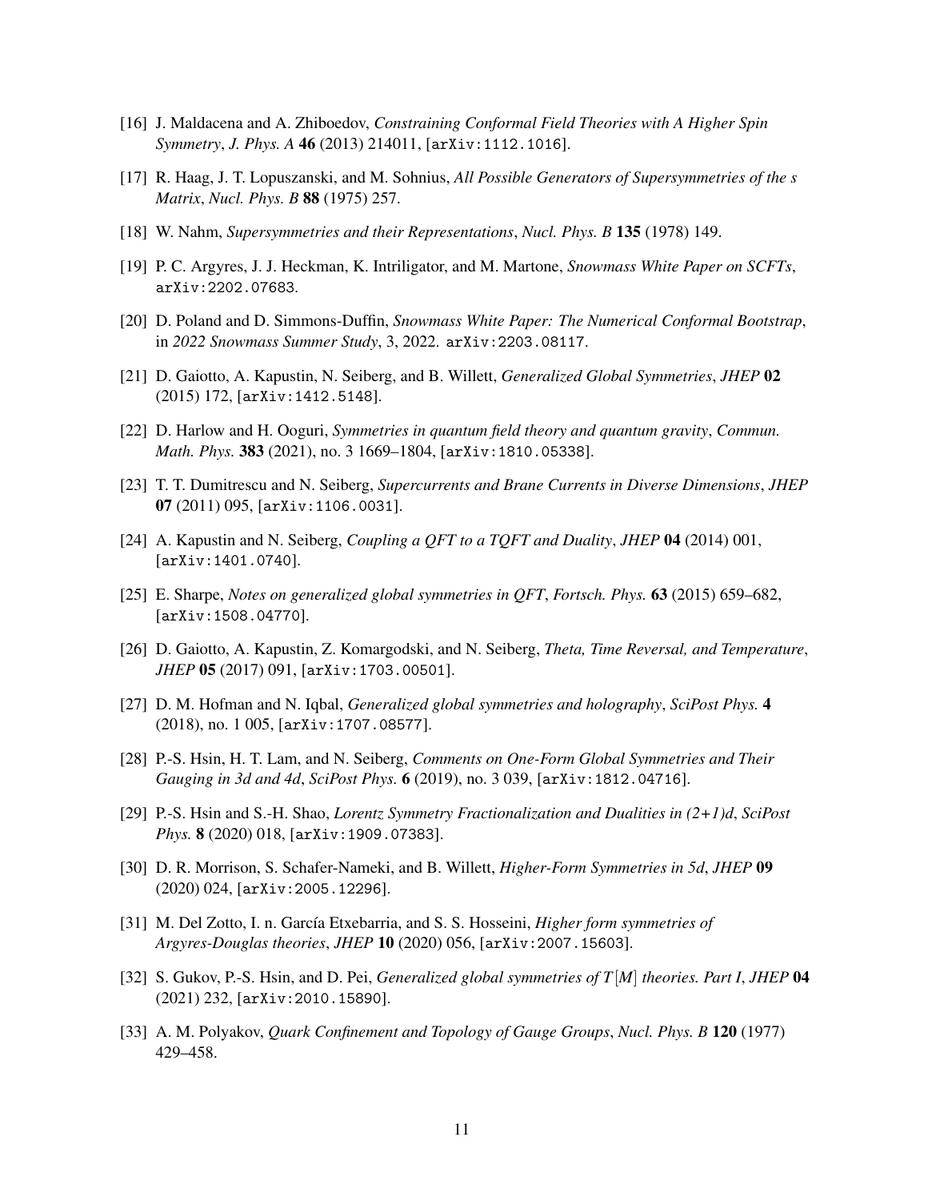[16] J. Maldacena and A. Zhiboedov, *Constraining Conformal Field Theories with A Higher Spin Symmetry*, *J. Phys. A* **46** (2013) 214011, [arXiv:1112.1016].

[17] R. Haag, J. T. Lopuszanski, and M. Sohnius, *All Possible Generators of Supersymmetries of the s Matrix*, *Nucl. Phys. B* **88** (1975) 257.

[18] W. Nahm, *Supersymmetries and their Representations*, *Nucl. Phys. B* **135** (1978) 149.

[19] P. C. Argyres, J. J. Heckman, K. Intriligator, and M. Martone, *Snowmass White Paper on SCFTs*, arXiv:2202.07683.

[20] D. Poland and D. Simmons-Duffin, *Snowmass White Paper: The Numerical Conformal Bootstrap*, in *2022 Snowmass Summer Study*, 3, 2022. arXiv:2203.08117.

[21] D. Gaiotto, A. Kapustin, N. Seiberg, and B. Willett, *Generalized Global Symmetries*, *JHEP* **02** (2015) 172, [arXiv:1412.5148].

[22] D. Harlow and H. Ooguri, *Symmetries in quantum field theory and quantum gravity*, *Commun. Math. Phys.* **383** (2021), no. 3 1669–1804, [arXiv:1810.05338].

[23] T. T. Dumitrescu and N. Seiberg, *Supercurrents and Brane Currents in Diverse Dimensions*, *JHEP* **07** (2011) 095, [arXiv:1106.0031].

[24] A. Kapustin and N. Seiberg, *Coupling a QFT to a TQFT and Duality*, *JHEP* **04** (2014) 001, [arXiv:1401.0740].

[25] E. Sharpe, *Notes on generalized global symmetries in QFT*, *Fortsch. Phys.* **63** (2015) 659–682, [arXiv:1508.04770].

[26] D. Gaiotto, A. Kapustin, Z. Komargodski, and N. Seiberg, *Theta, Time Reversal, and Temperature*, *JHEP* **05** (2017) 091, [arXiv:1703.00501].

[27] D. M. Hofman and N. Iqbal, *Generalized global symmetries and holography*, *SciPost Phys.* **4** (2018), no. 1 005, [arXiv:1707.08577].

[28] P.-S. Hsin, H. T. Lam, and N. Seiberg, *Comments on One-Form Global Symmetries and Their Gauging in 3d and 4d*, *SciPost Phys.* **6** (2019), no. 3 039, [arXiv:1812.04716].

[29] P.-S. Hsin and S.-H. Shao, *Lorentz Symmetry Fractionalization and Dualities in (2+1)d*, *SciPost Phys.* **8** (2020) 018, [arXiv:1909.07383].

[30] D. R. Morrison, S. Schafer-Nameki, and B. Willett, *Higher-Form Symmetries in 5d*, *JHEP* **09** (2020) 024, [arXiv:2005.12296].

[31] M. Del Zotto, I. n. García Etxebarria, and S. S. Hosseini, *Higher form symmetries of Argyres-Douglas theories*, *JHEP* **10** (2020) 056, [arXiv:2007.15603].

[32] S. Gukov, P.-S. Hsin, and D. Pei, *Generalized global symmetries of $T[M]$ theories. Part I*, *JHEP* **04** (2021) 232, [arXiv:2010.15890].

[33] A. M. Polyakov, *Quark Confinement and Topology of Gauge Groups*, *Nucl. Phys. B* **120** (1977) 429–458.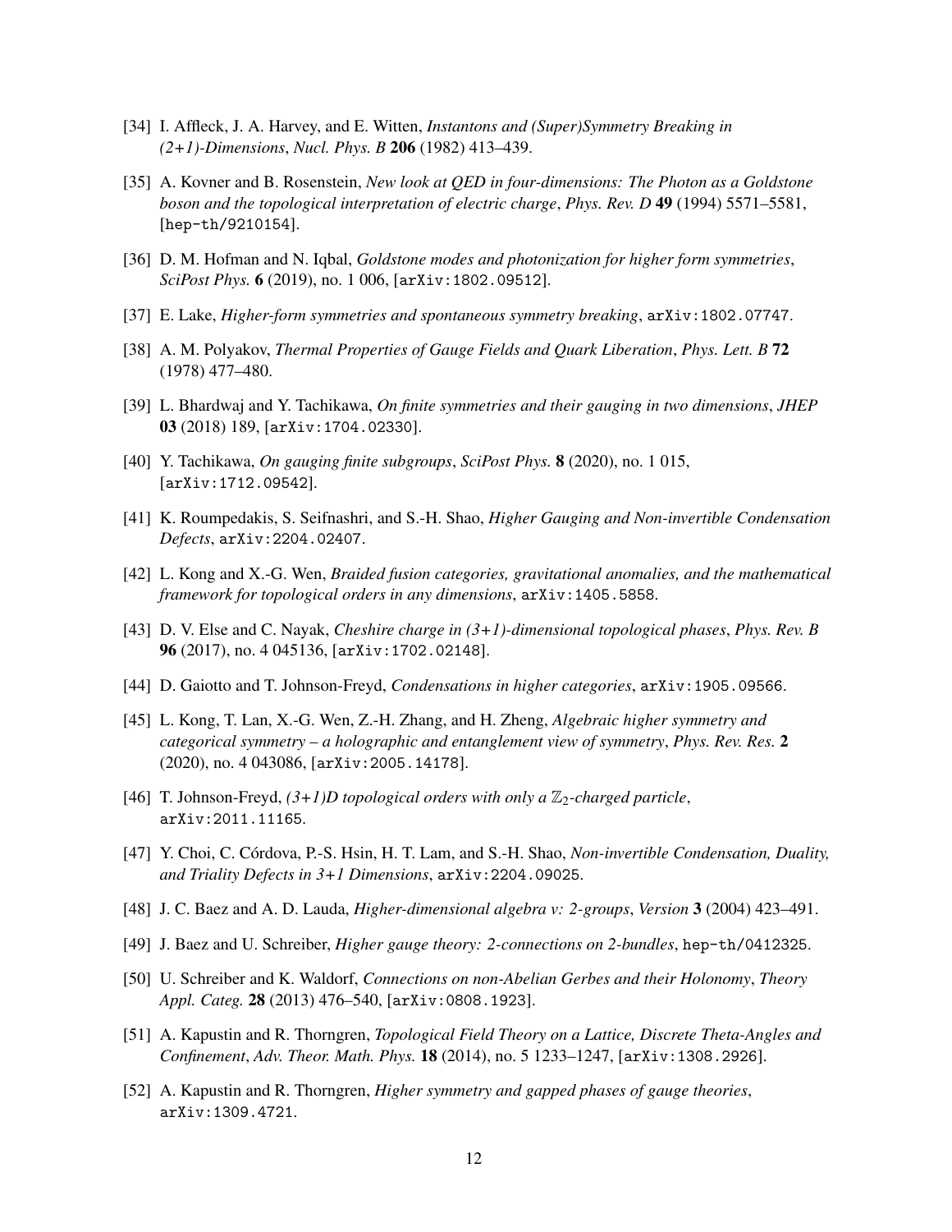[34] I. Affleck, J. A. Harvey, and E. Witten, *Instantons and (Super)Symmetry Breaking in (2+1)-Dimensions*, *Nucl. Phys. B* **206** (1982) 413–439.

[35] A. Kovner and B. Rosenstein, *New look at QED in four-dimensions: The Photon as a Goldstone boson and the topological interpretation of electric charge*, *Phys. Rev. D* **49** (1994) 5571–5581, [hep-th/9210154].

[36] D. M. Hofman and N. Iqbal, *Goldstone modes and photonization for higher form symmetries*, *SciPost Phys.* **6** (2019), no. 1 006, [arXiv:1802.09512].

[37] E. Lake, *Higher-form symmetries and spontaneous symmetry breaking*, arXiv:1802.07747.

[38] A. M. Polyakov, *Thermal Properties of Gauge Fields and Quark Liberation*, *Phys. Lett. B* **72** (1978) 477–480.

[39] L. Bhardwaj and Y. Tachikawa, *On finite symmetries and their gauging in two dimensions*, *JHEP* **03** (2018) 189, [arXiv:1704.02330].

[40] Y. Tachikawa, *On gauging finite subgroups*, *SciPost Phys.* **8** (2020), no. 1 015, [arXiv:1712.09542].

[41] K. Roumpedakis, S. Seifnashri, and S.-H. Shao, *Higher Gauging and Non-invertible Condensation Defects*, arXiv:2204.02407.

[42] L. Kong and X.-G. Wen, *Braided fusion categories, gravitational anomalies, and the mathematical framework for topological orders in any dimensions*, arXiv:1405.5858.

[43] D. V. Else and C. Nayak, *Cheshire charge in (3+1)-dimensional topological phases*, *Phys. Rev. B* **96** (2017), no. 4 045136, [arXiv:1702.02148].

[44] D. Gaiotto and T. Johnson-Freyd, *Condensations in higher categories*, arXiv:1905.09566.

[45] L. Kong, T. Lan, X.-G. Wen, Z.-H. Zhang, and H. Zheng, *Algebraic higher symmetry and categorical symmetry – a holographic and entanglement view of symmetry*, *Phys. Rev. Res.* **2** (2020), no. 4 043086, [arXiv:2005.14178].

[46] T. Johnson-Freyd, *(3+1)D topological orders with only a $\mathbb{Z}_2$-charged particle*, arXiv:2011.11165.

[47] Y. Choi, C. Córdova, P.-S. Hsin, H. T. Lam, and S.-H. Shao, *Non-invertible Condensation, Duality, and Triality Defects in 3+1 Dimensions*, arXiv:2204.09025.

[48] J. C. Baez and A. D. Lauda, *Higher-dimensional algebra v: 2-groups*, *Version* **3** (2004) 423–491.

[49] J. Baez and U. Schreiber, *Higher gauge theory: 2-connections on 2-bundles*, hep-th/0412325.

[50] U. Schreiber and K. Waldorf, *Connections on non-Abelian Gerbes and their Holonomy*, *Theory Appl. Categ.* **28** (2013) 476–540, [arXiv:0808.1923].

[51] A. Kapustin and R. Thorngren, *Topological Field Theory on a Lattice, Discrete Theta-Angles and Confinement*, *Adv. Theor. Math. Phys.* **18** (2014), no. 5 1233–1247, [arXiv:1308.2926].

[52] A. Kapustin and R. Thorngren, *Higher symmetry and gapped phases of gauge theories*, arXiv:1309.4721.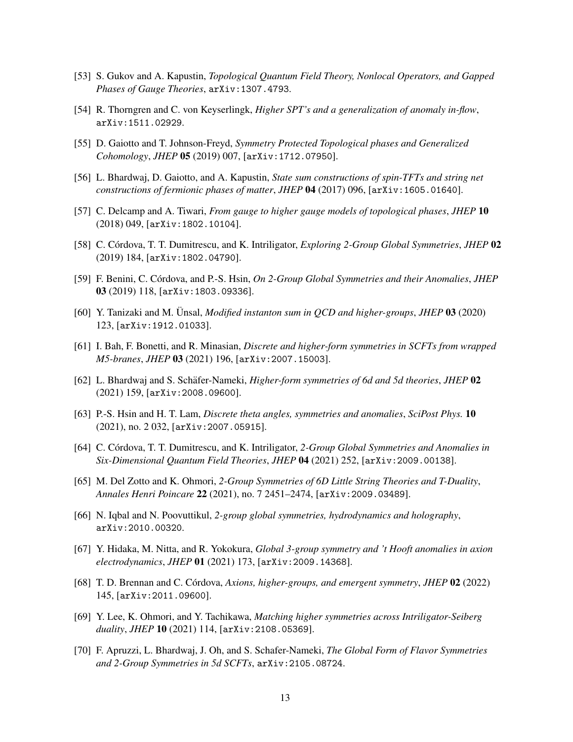[53] S. Gukov and A. Kapustin, *Topological Quantum Field Theory, Nonlocal Operators, and Gapped Phases of Gauge Theories*, arXiv:1307.4793.

[54] R. Thorngren and C. von Keyserlingk, *Higher SPT's and a generalization of anomaly in-flow*, arXiv:1511.02929.

[55] D. Gaiotto and T. Johnson-Freyd, *Symmetry Protected Topological phases and Generalized Cohomology*, *JHEP* **05** (2019) 007, [arXiv:1712.07950].

[56] L. Bhardwaj, D. Gaiotto, and A. Kapustin, *State sum constructions of spin-TFTs and string net constructions of fermionic phases of matter*, *JHEP* **04** (2017) 096, [arXiv:1605.01640].

[57] C. Delcamp and A. Tiwari, *From gauge to higher gauge models of topological phases*, *JHEP* **10** (2018) 049, [arXiv:1802.10104].

[58] C. Córdova, T. T. Dumitrescu, and K. Intriligator, *Exploring 2-Group Global Symmetries*, *JHEP* **02** (2019) 184, [arXiv:1802.04790].

[59] F. Benini, C. Córdova, and P.-S. Hsin, *On 2-Group Global Symmetries and their Anomalies*, *JHEP* **03** (2019) 118, [arXiv:1803.09336].

[60] Y. Tanizaki and M. Ünsal, *Modified instanton sum in QCD and higher-groups*, *JHEP* **03** (2020) 123, [arXiv:1912.01033].

[61] I. Bah, F. Bonetti, and R. Minasian, *Discrete and higher-form symmetries in SCFTs from wrapped M5-branes*, *JHEP* **03** (2021) 196, [arXiv:2007.15003].

[62] L. Bhardwaj and S. Schäfer-Nameki, *Higher-form symmetries of 6d and 5d theories*, *JHEP* **02** (2021) 159, [arXiv:2008.09600].

[63] P.-S. Hsin and H. T. Lam, *Discrete theta angles, symmetries and anomalies*, *SciPost Phys.* **10** (2021), no. 2 032, [arXiv:2007.05915].

[64] C. Córdova, T. T. Dumitrescu, and K. Intriligator, *2-Group Global Symmetries and Anomalies in Six-Dimensional Quantum Field Theories*, *JHEP* **04** (2021) 252, [arXiv:2009.00138].

[65] M. Del Zotto and K. Ohmori, *2-Group Symmetries of 6D Little String Theories and T-Duality*, *Annales Henri Poincare* **22** (2021), no. 7 2451–2474, [arXiv:2009.03489].

[66] N. Iqbal and N. Poovuttikul, *2-group global symmetries, hydrodynamics and holography*, arXiv:2010.00320.

[67] Y. Hidaka, M. Nitta, and R. Yokokura, *Global 3-group symmetry and 't Hooft anomalies in axion electrodynamics*, *JHEP* **01** (2021) 173, [arXiv:2009.14368].

[68] T. D. Brennan and C. Córdova, *Axions, higher-groups, and emergent symmetry*, *JHEP* **02** (2022) 145, [arXiv:2011.09600].

[69] Y. Lee, K. Ohmori, and Y. Tachikawa, *Matching higher symmetries across Intriligator-Seiberg duality*, *JHEP* **10** (2021) 114, [arXiv:2108.05369].

[70] F. Apruzzi, L. Bhardwaj, J. Oh, and S. Schafer-Nameki, *The Global Form of Flavor Symmetries and 2-Group Symmetries in 5d SCFTs*, arXiv:2105.08724.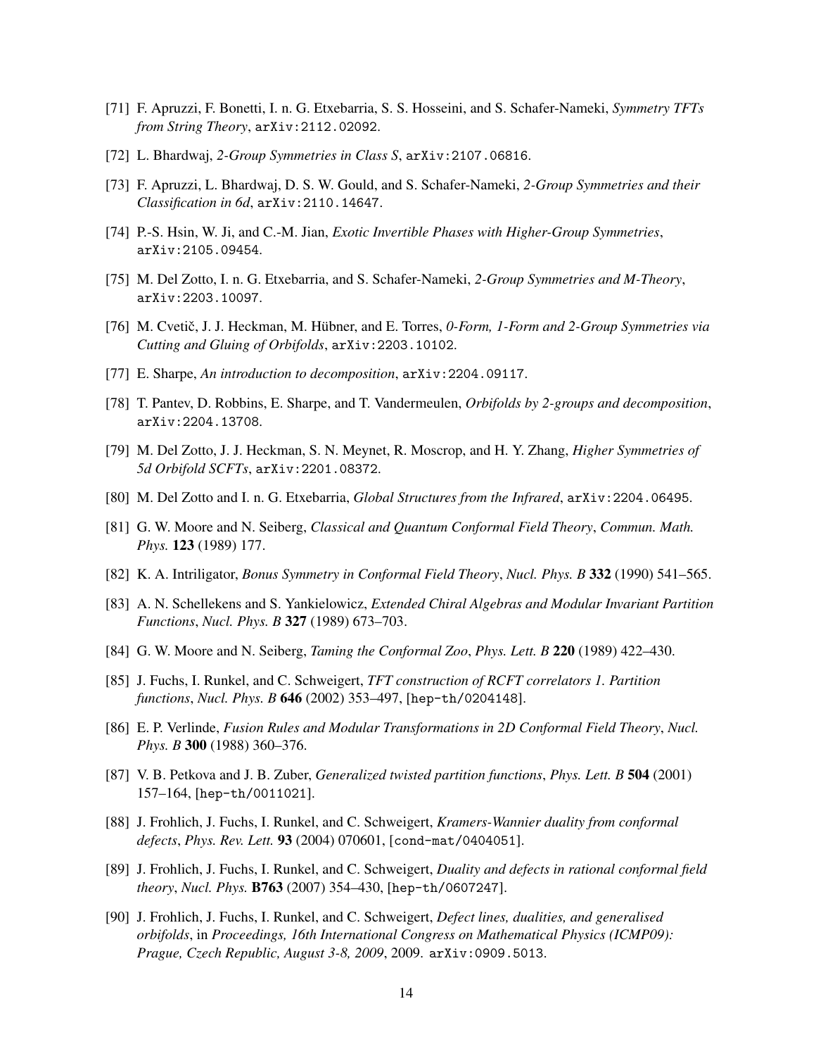[71] F. Apruzzi, F. Bonetti, I. n. G. Etxebarria, S. S. Hosseini, and S. Schafer-Nameki, *Symmetry TFTs from String Theory*, arXiv:2112.02092.

[72] L. Bhardwaj, *2-Group Symmetries in Class S*, arXiv:2107.06816.

[73] F. Apruzzi, L. Bhardwaj, D. S. W. Gould, and S. Schafer-Nameki, *2-Group Symmetries and their Classification in 6d*, arXiv:2110.14647.

[74] P.-S. Hsin, W. Ji, and C.-M. Jian, *Exotic Invertible Phases with Higher-Group Symmetries*, arXiv:2105.09454.

[75] M. Del Zotto, I. n. G. Etxebarria, and S. Schafer-Nameki, *2-Group Symmetries and M-Theory*, arXiv:2203.10097.

[76] M. Cvetič, J. J. Heckman, M. Hübner, and E. Torres, *0-Form, 1-Form and 2-Group Symmetries via Cutting and Gluing of Orbifolds*, arXiv:2203.10102.

[77] E. Sharpe, *An introduction to decomposition*, arXiv:2204.09117.

[78] T. Pantev, D. Robbins, E. Sharpe, and T. Vandermeulen, *Orbifolds by 2-groups and decomposition*, arXiv:2204.13708.

[79] M. Del Zotto, J. J. Heckman, S. N. Meynet, R. Moscrop, and H. Y. Zhang, *Higher Symmetries of 5d Orbifold SCFTs*, arXiv:2201.08372.

[80] M. Del Zotto and I. n. G. Etxebarria, *Global Structures from the Infrared*, arXiv:2204.06495.

[81] G. W. Moore and N. Seiberg, *Classical and Quantum Conformal Field Theory*, *Commun. Math. Phys.* **123** (1989) 177.

[82] K. A. Intriligator, *Bonus Symmetry in Conformal Field Theory*, *Nucl. Phys. B* **332** (1990) 541–565.

[83] A. N. Schellekens and S. Yankielowicz, *Extended Chiral Algebras and Modular Invariant Partition Functions*, *Nucl. Phys. B* **327** (1989) 673–703.

[84] G. W. Moore and N. Seiberg, *Taming the Conformal Zoo*, *Phys. Lett. B* **220** (1989) 422–430.

[85] J. Fuchs, I. Runkel, and C. Schweigert, *TFT construction of RCFT correlators 1. Partition functions*, *Nucl. Phys. B* **646** (2002) 353–497, [hep-th/0204148].

[86] E. P. Verlinde, *Fusion Rules and Modular Transformations in 2D Conformal Field Theory*, *Nucl. Phys. B* **300** (1988) 360–376.

[87] V. B. Petkova and J. B. Zuber, *Generalized twisted partition functions*, *Phys. Lett. B* **504** (2001) 157–164, [hep-th/0011021].

[88] J. Frohlich, J. Fuchs, I. Runkel, and C. Schweigert, *Kramers-Wannier duality from conformal defects*, *Phys. Rev. Lett.* **93** (2004) 070601, [cond-mat/0404051].

[89] J. Frohlich, J. Fuchs, I. Runkel, and C. Schweigert, *Duality and defects in rational conformal field theory*, *Nucl. Phys.* **B763** (2007) 354–430, [hep-th/0607247].

[90] J. Frohlich, J. Fuchs, I. Runkel, and C. Schweigert, *Defect lines, dualities, and generalised orbifolds*, in *Proceedings, 16th International Congress on Mathematical Physics (ICMP09): Prague, Czech Republic, August 3-8, 2009*, 2009. arXiv:0909.5013.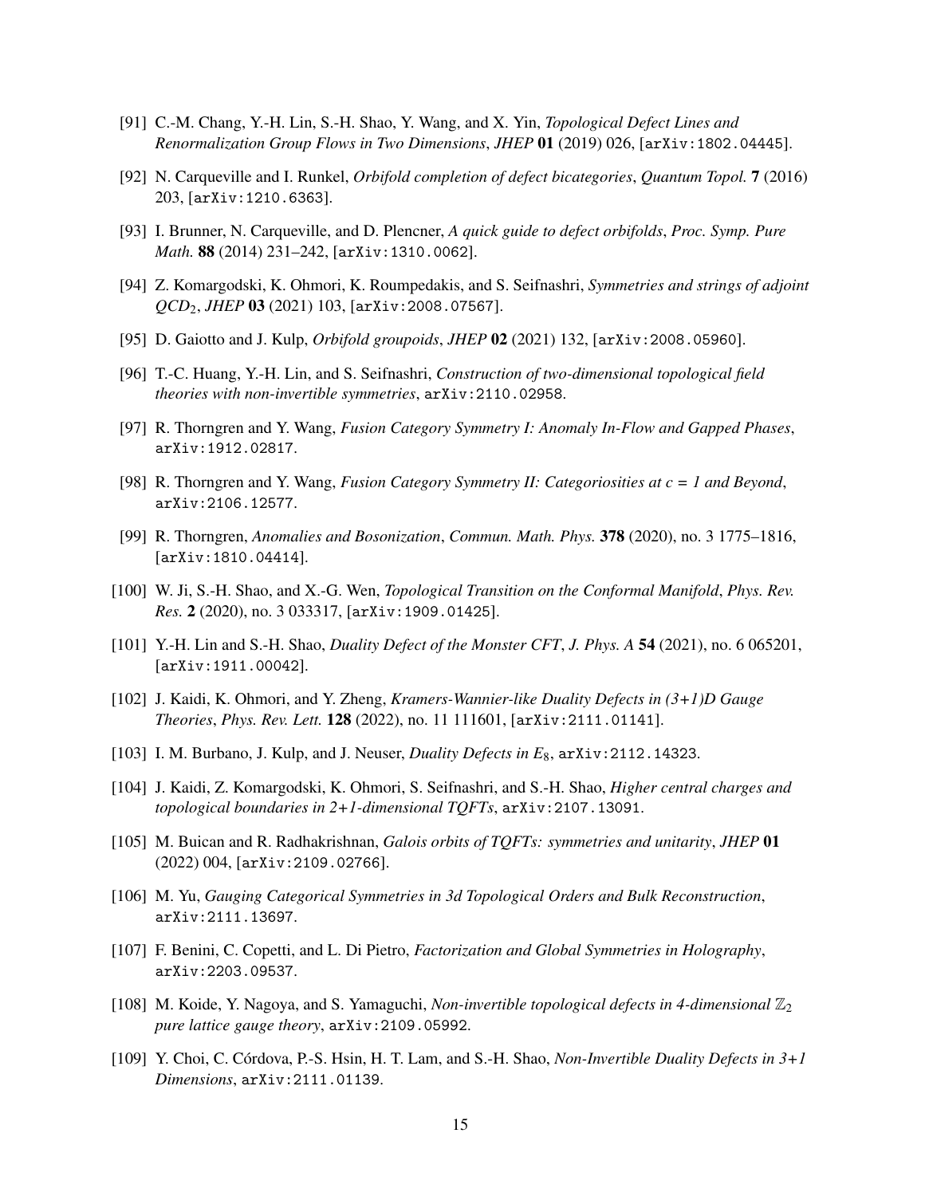[91] C.-M. Chang, Y.-H. Lin, S.-H. Shao, Y. Wang, and X. Yin, *Topological Defect Lines and Renormalization Group Flows in Two Dimensions*, *JHEP* **01** (2019) 026, [arXiv:1802.04445].

[92] N. Carqueville and I. Runkel, *Orbifold completion of defect bicategories*, *Quantum Topol.* **7** (2016) 203, [arXiv:1210.6363].

[93] I. Brunner, N. Carqueville, and D. Plencner, *A quick guide to defect orbifolds*, *Proc. Symp. Pure Math.* **88** (2014) 231–242, [arXiv:1310.0062].

[94] Z. Komargodski, K. Ohmori, K. Roumpedakis, and S. Seifnashri, *Symmetries and strings of adjoint $QCD_2$*, *JHEP* **03** (2021) 103, [arXiv:2008.07567].

[95] D. Gaiotto and J. Kulp, *Orbifold groupoids*, *JHEP* **02** (2021) 132, [arXiv:2008.05960].

[96] T.-C. Huang, Y.-H. Lin, and S. Seifnashri, *Construction of two-dimensional topological field theories with non-invertible symmetries*, arXiv:2110.02958.

[97] R. Thorngren and Y. Wang, *Fusion Category Symmetry I: Anomaly In-Flow and Gapped Phases*, arXiv:1912.02817.

[98] R. Thorngren and Y. Wang, *Fusion Category Symmetry II: Categoriosities at c = 1 and Beyond*, arXiv:2106.12577.

[99] R. Thorngren, *Anomalies and Bosonization*, *Commun. Math. Phys.* **378** (2020), no. 3 1775–1816, [arXiv:1810.04414].

[100] W. Ji, S.-H. Shao, and X.-G. Wen, *Topological Transition on the Conformal Manifold*, *Phys. Rev. Res.* **2** (2020), no. 3 033317, [arXiv:1909.01425].

[101] Y.-H. Lin and S.-H. Shao, *Duality Defect of the Monster CFT*, *J. Phys. A* **54** (2021), no. 6 065201, [arXiv:1911.00042].

[102] J. Kaidi, K. Ohmori, and Y. Zheng, *Kramers-Wannier-like Duality Defects in (3+1)D Gauge Theories*, *Phys. Rev. Lett.* **128** (2022), no. 11 111601, [arXiv:2111.01141].

[103] I. M. Burbano, J. Kulp, and J. Neuser, *Duality Defects in $E_8$*, arXiv:2112.14323.

[104] J. Kaidi, Z. Komargodski, K. Ohmori, S. Seifnashri, and S.-H. Shao, *Higher central charges and topological boundaries in 2+1-dimensional TQFTs*, arXiv:2107.13091.

[105] M. Buican and R. Radhakrishnan, *Galois orbits of TQFTs: symmetries and unitarity*, *JHEP* **01** (2022) 004, [arXiv:2109.02766].

[106] M. Yu, *Gauging Categorical Symmetries in 3d Topological Orders and Bulk Reconstruction*, arXiv:2111.13697.

[107] F. Benini, C. Copetti, and L. Di Pietro, *Factorization and Global Symmetries in Holography*, arXiv:2203.09537.

[108] M. Koide, Y. Nagoya, and S. Yamaguchi, *Non-invertible topological defects in 4-dimensional $\mathbb{Z}_2$ pure lattice gauge theory*, arXiv:2109.05992.

[109] Y. Choi, C. Córdova, P.-S. Hsin, H. T. Lam, and S.-H. Shao, *Non-Invertible Duality Defects in 3+1 Dimensions*, arXiv:2111.01139.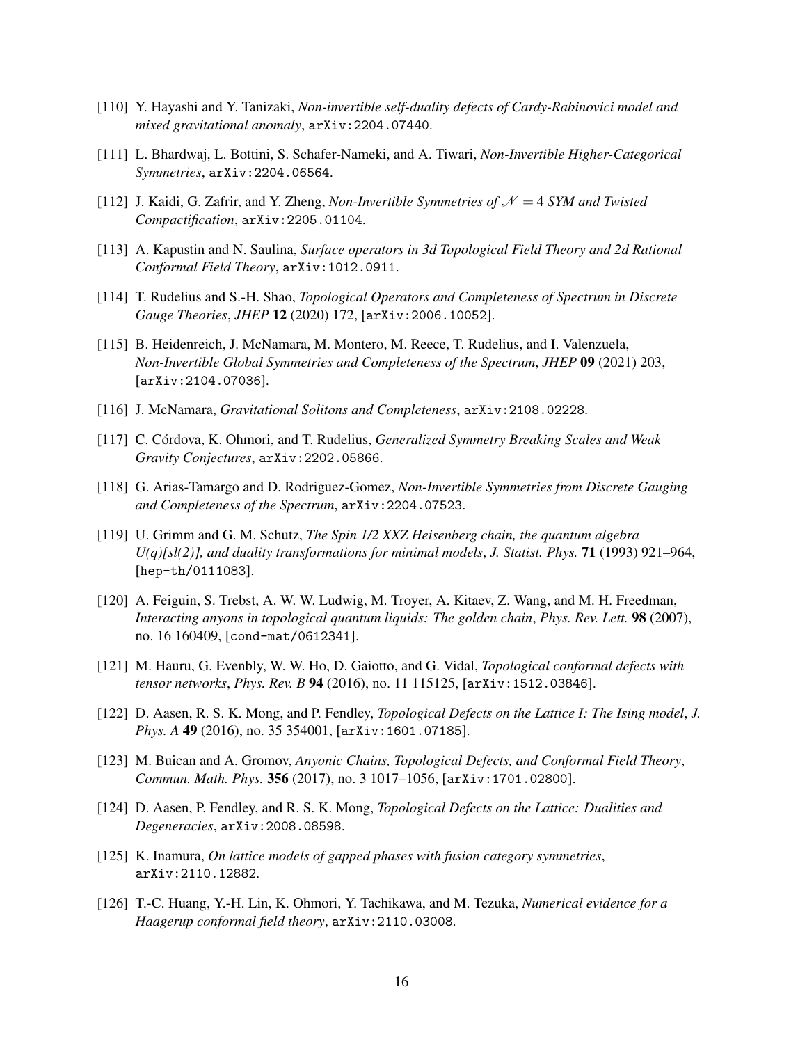[110] Y. Hayashi and Y. Tanizaki, *Non-invertible self-duality defects of Cardy-Rabinovici model and mixed gravitational anomaly*, arXiv:2204.07440.

[111] L. Bhardwaj, L. Bottini, S. Schafer-Nameki, and A. Tiwari, *Non-Invertible Higher-Categorical Symmetries*, arXiv:2204.06564.

[112] J. Kaidi, G. Zafrir, and Y. Zheng, *Non-Invertible Symmetries of $\mathcal{N} = 4$ SYM and Twisted Compactification*, arXiv:2205.01104.

[113] A. Kapustin and N. Saulina, *Surface operators in 3d Topological Field Theory and 2d Rational Conformal Field Theory*, arXiv:1012.0911.

[114] T. Rudelius and S.-H. Shao, *Topological Operators and Completeness of Spectrum in Discrete Gauge Theories*, *JHEP* **12** (2020) 172, [arXiv:2006.10052].

[115] B. Heidenreich, J. McNamara, M. Montero, M. Reece, T. Rudelius, and I. Valenzuela, *Non-Invertible Global Symmetries and Completeness of the Spectrum*, *JHEP* **09** (2021) 203, [arXiv:2104.07036].

[116] J. McNamara, *Gravitational Solitons and Completeness*, arXiv:2108.02228.

[117] C. Córdova, K. Ohmori, and T. Rudelius, *Generalized Symmetry Breaking Scales and Weak Gravity Conjectures*, arXiv:2202.05866.

[118] G. Arias-Tamargo and D. Rodriguez-Gomez, *Non-Invertible Symmetries from Discrete Gauging and Completeness of the Spectrum*, arXiv:2204.07523.

[119] U. Grimm and G. M. Schutz, *The Spin 1/2 XXZ Heisenberg chain, the quantum algebra U(q)[sl(2)], and duality transformations for minimal models*, *J. Statist. Phys.* **71** (1993) 921–964, [hep-th/0111083].

[120] A. Feiguin, S. Trebst, A. W. W. Ludwig, M. Troyer, A. Kitaev, Z. Wang, and M. H. Freedman, *Interacting anyons in topological quantum liquids: The golden chain*, *Phys. Rev. Lett.* **98** (2007), no. 16 160409, [cond-mat/0612341].

[121] M. Hauru, G. Evenbly, W. W. Ho, D. Gaiotto, and G. Vidal, *Topological conformal defects with tensor networks*, *Phys. Rev. B* **94** (2016), no. 11 115125, [arXiv:1512.03846].

[122] D. Aasen, R. S. K. Mong, and P. Fendley, *Topological Defects on the Lattice I: The Ising model*, *J. Phys. A* **49** (2016), no. 35 354001, [arXiv:1601.07185].

[123] M. Buican and A. Gromov, *Anyonic Chains, Topological Defects, and Conformal Field Theory*, *Commun. Math. Phys.* **356** (2017), no. 3 1017–1056, [arXiv:1701.02800].

[124] D. Aasen, P. Fendley, and R. S. K. Mong, *Topological Defects on the Lattice: Dualities and Degeneracies*, arXiv:2008.08598.

[125] K. Inamura, *On lattice models of gapped phases with fusion category symmetries*, arXiv:2110.12882.

[126] T.-C. Huang, Y.-H. Lin, K. Ohmori, Y. Tachikawa, and M. Tezuka, *Numerical evidence for a Haagerup conformal field theory*, arXiv:2110.03008.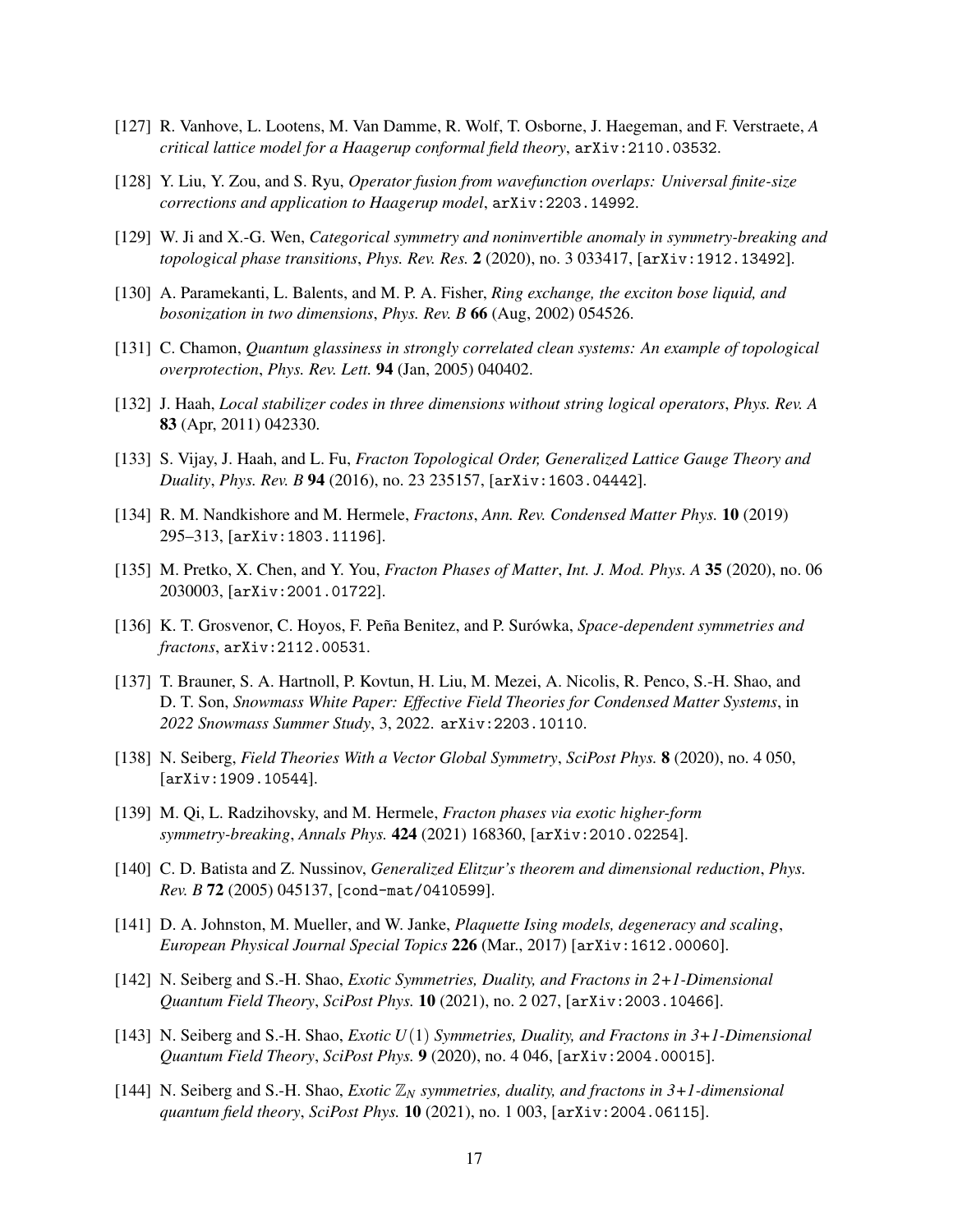[127] R. Vanhove, L. Lootens, M. Van Damme, R. Wolf, T. Osborne, J. Haegeman, and F. Verstraete, *A critical lattice model for a Haagerup conformal field theory*, arXiv:2110.03532.

[128] Y. Liu, Y. Zou, and S. Ryu, *Operator fusion from wavefunction overlaps: Universal finite-size corrections and application to Haagerup model*, arXiv:2203.14992.

[129] W. Ji and X.-G. Wen, *Categorical symmetry and noninvertible anomaly in symmetry-breaking and topological phase transitions*, *Phys. Rev. Res.* **2** (2020), no. 3 033417, [arXiv:1912.13492].

[130] A. Paramekanti, L. Balents, and M. P. A. Fisher, *Ring exchange, the exciton bose liquid, and bosonization in two dimensions*, *Phys. Rev. B* **66** (Aug, 2002) 054526.

[131] C. Chamon, *Quantum glassiness in strongly correlated clean systems: An example of topological overprotection*, *Phys. Rev. Lett.* **94** (Jan, 2005) 040402.

[132] J. Haah, *Local stabilizer codes in three dimensions without string logical operators*, *Phys. Rev. A* **83** (Apr, 2011) 042330.

[133] S. Vijay, J. Haah, and L. Fu, *Fracton Topological Order, Generalized Lattice Gauge Theory and Duality*, *Phys. Rev. B* **94** (2016), no. 23 235157, [arXiv:1603.04442].

[134] R. M. Nandkishore and M. Hermele, *Fractons*, *Ann. Rev. Condensed Matter Phys.* **10** (2019) 295–313, [arXiv:1803.11196].

[135] M. Pretko, X. Chen, and Y. You, *Fracton Phases of Matter*, *Int. J. Mod. Phys. A* **35** (2020), no. 06 2030003, [arXiv:2001.01722].

[136] K. T. Grosvenor, C. Hoyos, F. Peña Benitez, and P. Surówka, *Space-dependent symmetries and fractons*, arXiv:2112.00531.

[137] T. Brauner, S. A. Hartnoll, P. Kovtun, H. Liu, M. Mezei, A. Nicolis, R. Penco, S.-H. Shao, and D. T. Son, *Snowmass White Paper: Effective Field Theories for Condensed Matter Systems*, in *2022 Snowmass Summer Study*, 3, 2022. arXiv:2203.10110.

[138] N. Seiberg, *Field Theories With a Vector Global Symmetry*, *SciPost Phys.* **8** (2020), no. 4 050, [arXiv:1909.10544].

[139] M. Qi, L. Radzihovsky, and M. Hermele, *Fracton phases via exotic higher-form symmetry-breaking*, *Annals Phys.* **424** (2021) 168360, [arXiv:2010.02254].

[140] C. D. Batista and Z. Nussinov, *Generalized Elitzur's theorem and dimensional reduction*, *Phys. Rev. B* **72** (2005) 045137, [cond-mat/0410599].

[141] D. A. Johnston, M. Mueller, and W. Janke, *Plaquette Ising models, degeneracy and scaling*, *European Physical Journal Special Topics* **226** (Mar., 2017) [arXiv:1612.00060].

[142] N. Seiberg and S.-H. Shao, *Exotic Symmetries, Duality, and Fractons in 2+1-Dimensional Quantum Field Theory*, *SciPost Phys.* **10** (2021), no. 2 027, [arXiv:2003.10466].

[143] N. Seiberg and S.-H. Shao, *Exotic $U(1)$ Symmetries, Duality, and Fractons in 3+1-Dimensional Quantum Field Theory*, *SciPost Phys.* **9** (2020), no. 4 046, [arXiv:2004.00015].

[144] N. Seiberg and S.-H. Shao, *Exotic $\mathbb{Z}_N$ symmetries, duality, and fractons in 3+1-dimensional quantum field theory*, *SciPost Phys.* **10** (2021), no. 1 003, [arXiv:2004.06115].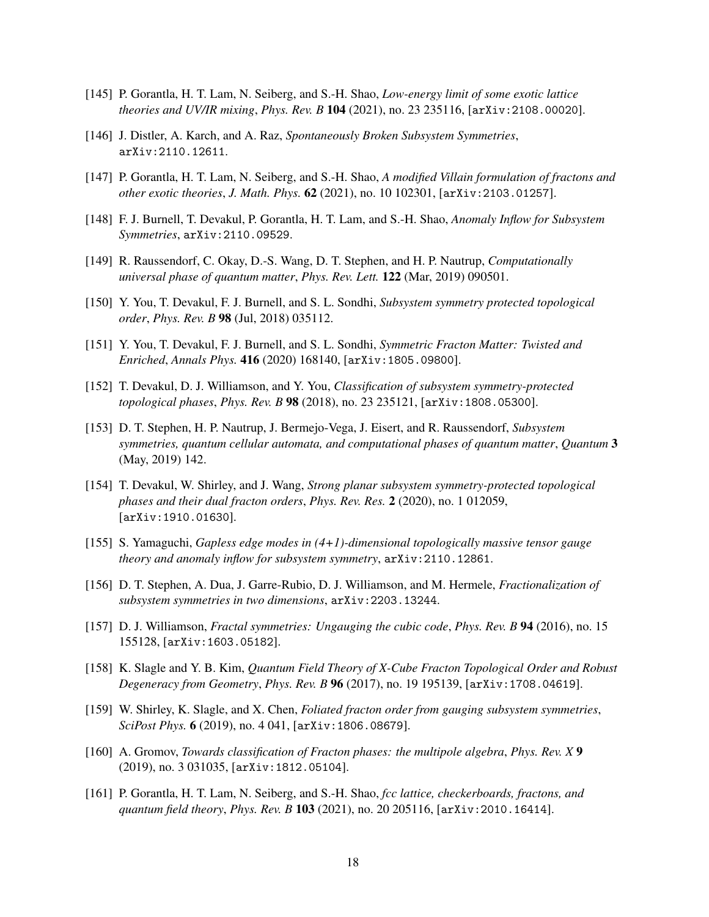[145] P. Gorantla, H. T. Lam, N. Seiberg, and S.-H. Shao, *Low-energy limit of some exotic lattice theories and UV/IR mixing*, *Phys. Rev. B* **104** (2021), no. 23 235116, [arXiv:2108.00020].

[146] J. Distler, A. Karch, and A. Raz, *Spontaneously Broken Subsystem Symmetries*, arXiv:2110.12611.

[147] P. Gorantla, H. T. Lam, N. Seiberg, and S.-H. Shao, *A modified Villain formulation of fractons and other exotic theories*, *J. Math. Phys.* **62** (2021), no. 10 102301, [arXiv:2103.01257].

[148] F. J. Burnell, T. Devakul, P. Gorantla, H. T. Lam, and S.-H. Shao, *Anomaly Inflow for Subsystem Symmetries*, arXiv:2110.09529.

[149] R. Raussendorf, C. Okay, D.-S. Wang, D. T. Stephen, and H. P. Nautrup, *Computationally universal phase of quantum matter*, *Phys. Rev. Lett.* **122** (Mar, 2019) 090501.

[150] Y. You, T. Devakul, F. J. Burnell, and S. L. Sondhi, *Subsystem symmetry protected topological order*, *Phys. Rev. B* **98** (Jul, 2018) 035112.

[151] Y. You, T. Devakul, F. J. Burnell, and S. L. Sondhi, *Symmetric Fracton Matter: Twisted and Enriched*, *Annals Phys.* **416** (2020) 168140, [arXiv:1805.09800].

[152] T. Devakul, D. J. Williamson, and Y. You, *Classification of subsystem symmetry-protected topological phases*, *Phys. Rev. B* **98** (2018), no. 23 235121, [arXiv:1808.05300].

[153] D. T. Stephen, H. P. Nautrup, J. Bermejo-Vega, J. Eisert, and R. Raussendorf, *Subsystem symmetries, quantum cellular automata, and computational phases of quantum matter*, *Quantum* **3** (May, 2019) 142.

[154] T. Devakul, W. Shirley, and J. Wang, *Strong planar subsystem symmetry-protected topological phases and their dual fracton orders*, *Phys. Rev. Res.* **2** (2020), no. 1 012059, [arXiv:1910.01630].

[155] S. Yamaguchi, *Gapless edge modes in (4+1)-dimensional topologically massive tensor gauge theory and anomaly inflow for subsystem symmetry*, arXiv:2110.12861.

[156] D. T. Stephen, A. Dua, J. Garre-Rubio, D. J. Williamson, and M. Hermele, *Fractionalization of subsystem symmetries in two dimensions*, arXiv:2203.13244.

[157] D. J. Williamson, *Fractal symmetries: Ungauging the cubic code*, *Phys. Rev. B* **94** (2016), no. 15 155128, [arXiv:1603.05182].

[158] K. Slagle and Y. B. Kim, *Quantum Field Theory of X-Cube Fracton Topological Order and Robust Degeneracy from Geometry*, *Phys. Rev. B* **96** (2017), no. 19 195139, [arXiv:1708.04619].

[159] W. Shirley, K. Slagle, and X. Chen, *Foliated fracton order from gauging subsystem symmetries*, *SciPost Phys.* **6** (2019), no. 4 041, [arXiv:1806.08679].

[160] A. Gromov, *Towards classification of Fracton phases: the multipole algebra*, *Phys. Rev. X* **9** (2019), no. 3 031035, [arXiv:1812.05104].

[161] P. Gorantla, H. T. Lam, N. Seiberg, and S.-H. Shao, *fcc lattice, checkerboards, fractons, and quantum field theory*, *Phys. Rev. B* **103** (2021), no. 20 205116, [arXiv:2010.16414].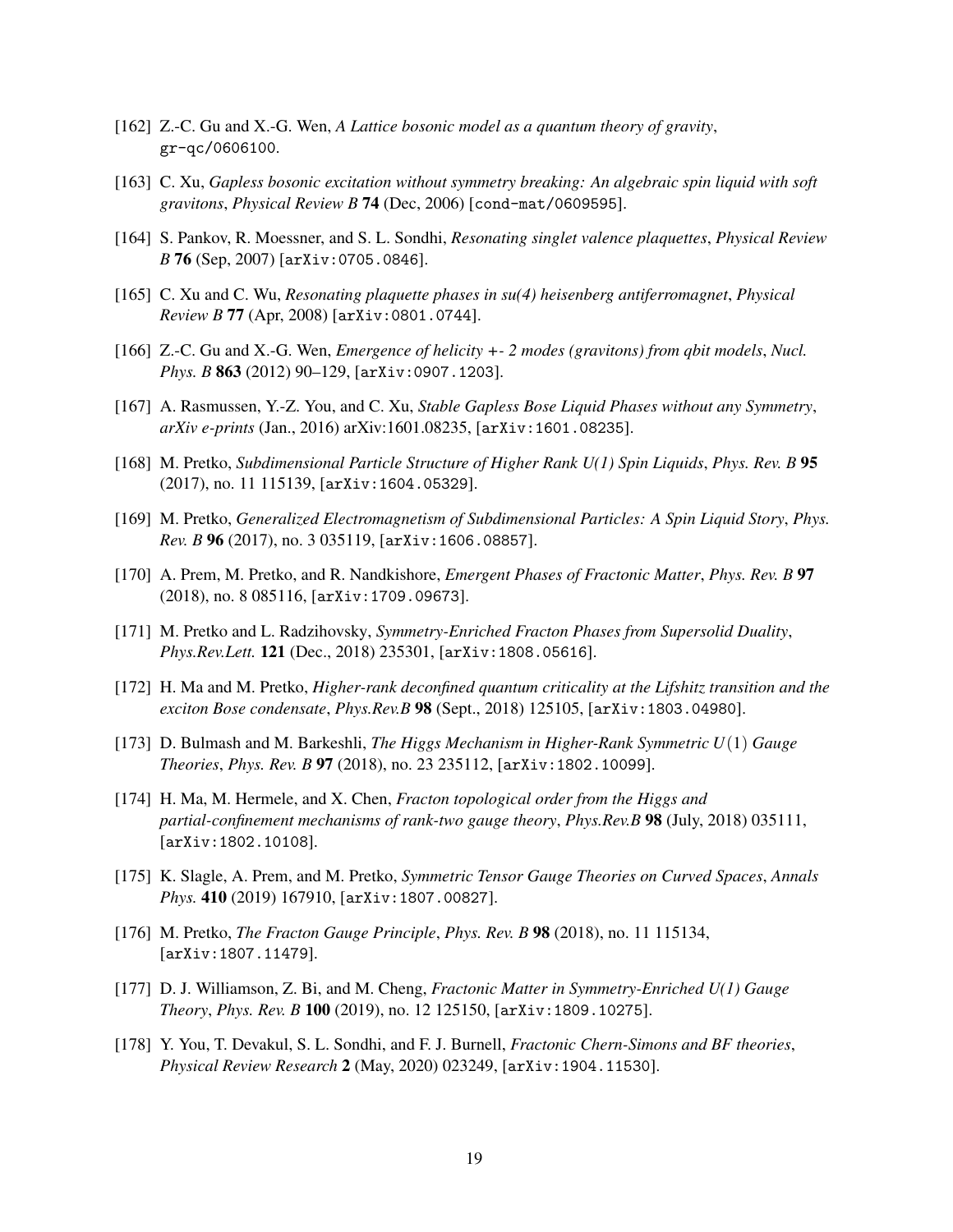[162] Z.-C. Gu and X.-G. Wen, *A Lattice bosonic model as a quantum theory of gravity*, `gr-qc/0606100`.

[163] C. Xu, *Gapless bosonic excitation without symmetry breaking: An algebraic spin liquid with soft gravitons*, *Physical Review B* **74** (Dec, 2006) [`cond-mat/0609595`].

[164] S. Pankov, R. Moessner, and S. L. Sondhi, *Resonating singlet valence plaquettes*, *Physical Review B* **76** (Sep, 2007) [`arXiv:0705.0846`].

[165] C. Xu and C. Wu, *Resonating plaquette phases in su(4) heisenberg antiferromagnet*, *Physical Review B* **77** (Apr, 2008) [`arXiv:0801.0744`].

[166] Z.-C. Gu and X.-G. Wen, *Emergence of helicity +- 2 modes (gravitons) from qbit models*, *Nucl. Phys. B* **863** (2012) 90–129, [`arXiv:0907.1203`].

[167] A. Rasmussen, Y.-Z. You, and C. Xu, *Stable Gapless Bose Liquid Phases without any Symmetry*, *arXiv e-prints* (Jan., 2016) arXiv:1601.08235, [`arXiv:1601.08235`].

[168] M. Pretko, *Subdimensional Particle Structure of Higher Rank U(1) Spin Liquids*, *Phys. Rev. B* **95** (2017), no. 11 115139, [`arXiv:1604.05329`].

[169] M. Pretko, *Generalized Electromagnetism of Subdimensional Particles: A Spin Liquid Story*, *Phys. Rev. B* **96** (2017), no. 3 035119, [`arXiv:1606.08857`].

[170] A. Prem, M. Pretko, and R. Nandkishore, *Emergent Phases of Fractonic Matter*, *Phys. Rev. B* **97** (2018), no. 8 085116, [`arXiv:1709.09673`].

[171] M. Pretko and L. Radzihovsky, *Symmetry-Enriched Fracton Phases from Supersolid Duality*, *Phys.Rev.Lett.* **121** (Dec., 2018) 235301, [`arXiv:1808.05616`].

[172] H. Ma and M. Pretko, *Higher-rank deconfined quantum criticality at the Lifshitz transition and the exciton Bose condensate*, *Phys.Rev.B* **98** (Sept., 2018) 125105, [`arXiv:1803.04980`].

[173] D. Bulmash and M. Barkeshli, *The Higgs Mechanism in Higher-Rank Symmetric $U(1)$ Gauge Theories*, *Phys. Rev. B* **97** (2018), no. 23 235112, [`arXiv:1802.10099`].

[174] H. Ma, M. Hermele, and X. Chen, *Fracton topological order from the Higgs and partial-confinement mechanisms of rank-two gauge theory*, *Phys.Rev.B* **98** (July, 2018) 035111, [`arXiv:1802.10108`].

[175] K. Slagle, A. Prem, and M. Pretko, *Symmetric Tensor Gauge Theories on Curved Spaces*, *Annals Phys.* **410** (2019) 167910, [`arXiv:1807.00827`].

[176] M. Pretko, *The Fracton Gauge Principle*, *Phys. Rev. B* **98** (2018), no. 11 115134, [`arXiv:1807.11479`].

[177] D. J. Williamson, Z. Bi, and M. Cheng, *Fractonic Matter in Symmetry-Enriched U(1) Gauge Theory*, *Phys. Rev. B* **100** (2019), no. 12 125150, [`arXiv:1809.10275`].

[178] Y. You, T. Devakul, S. L. Sondhi, and F. J. Burnell, *Fractonic Chern-Simons and BF theories*, *Physical Review Research* **2** (May, 2020) 023249, [`arXiv:1904.11530`].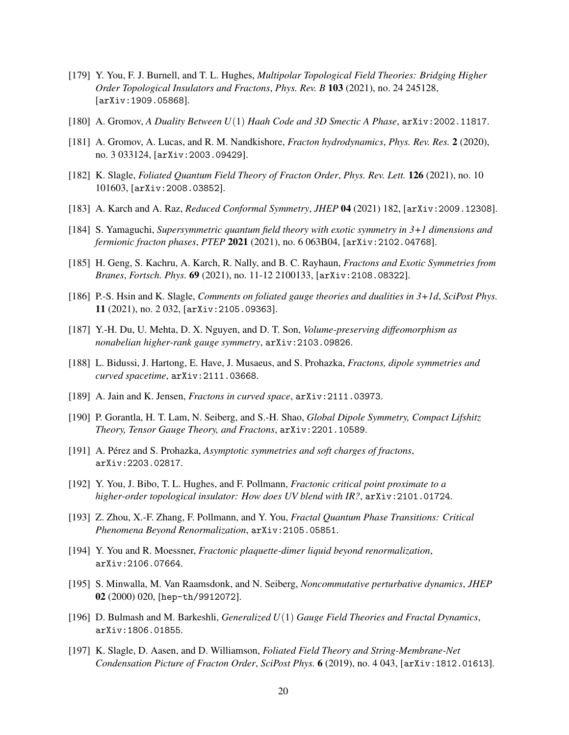[179] Y. You, F. J. Burnell, and T. L. Hughes, *Multipolar Topological Field Theories: Bridging Higher Order Topological Insulators and Fractons*, *Phys. Rev. B* **103** (2021), no. 24 245128, [arXiv:1909.05868].

[180] A. Gromov, *A Duality Between $U(1)$ Haah Code and 3D Smectic A Phase*, arXiv:2002.11817.

[181] A. Gromov, A. Lucas, and R. M. Nandkishore, *Fracton hydrodynamics*, *Phys. Rev. Res.* **2** (2020), no. 3 033124, [arXiv:2003.09429].

[182] K. Slagle, *Foliated Quantum Field Theory of Fracton Order*, *Phys. Rev. Lett.* **126** (2021), no. 10 101603, [arXiv:2008.03852].

[183] A. Karch and A. Raz, *Reduced Conformal Symmetry*, *JHEP* **04** (2021) 182, [arXiv:2009.12308].

[184] S. Yamaguchi, *Supersymmetric quantum field theory with exotic symmetry in 3+1 dimensions and fermionic fracton phases*, *PTEP* **2021** (2021), no. 6 063B04, [arXiv:2102.04768].

[185] H. Geng, S. Kachru, A. Karch, R. Nally, and B. C. Rayhaun, *Fractons and Exotic Symmetries from Branes*, *Fortsch. Phys.* **69** (2021), no. 11-12 2100133, [arXiv:2108.08322].

[186] P.-S. Hsin and K. Slagle, *Comments on foliated gauge theories and dualities in 3+1d*, *SciPost Phys.* **11** (2021), no. 2 032, [arXiv:2105.09363].

[187] Y.-H. Du, U. Mehta, D. X. Nguyen, and D. T. Son, *Volume-preserving diffeomorphism as nonabelian higher-rank gauge symmetry*, arXiv:2103.09826.

[188] L. Bidussi, J. Hartong, E. Have, J. Musaeus, and S. Prohazka, *Fractons, dipole symmetries and curved spacetime*, arXiv:2111.03668.

[189] A. Jain and K. Jensen, *Fractons in curved space*, arXiv:2111.03973.

[190] P. Gorantla, H. T. Lam, N. Seiberg, and S.-H. Shao, *Global Dipole Symmetry, Compact Lifshitz Theory, Tensor Gauge Theory, and Fractons*, arXiv:2201.10589.

[191] A. Pérez and S. Prohazka, *Asymptotic symmetries and soft charges of fractons*, arXiv:2203.02817.

[192] Y. You, J. Bibo, T. L. Hughes, and F. Pollmann, *Fractonic critical point proximate to a higher-order topological insulator: How does UV blend with IR?*, arXiv:2101.01724.

[193] Z. Zhou, X.-F. Zhang, F. Pollmann, and Y. You, *Fractal Quantum Phase Transitions: Critical Phenomena Beyond Renormalization*, arXiv:2105.05851.

[194] Y. You and R. Moessner, *Fractonic plaquette-dimer liquid beyond renormalization*, arXiv:2106.07664.

[195] S. Minwalla, M. Van Raamsdonk, and N. Seiberg, *Noncommutative perturbative dynamics*, *JHEP* **02** (2000) 020, [hep-th/9912072].

[196] D. Bulmash and M. Barkeshli, *Generalized $U(1)$ Gauge Field Theories and Fractal Dynamics*, arXiv:1806.01855.

[197] K. Slagle, D. Aasen, and D. Williamson, *Foliated Field Theory and String-Membrane-Net Condensation Picture of Fracton Order*, *SciPost Phys.* **6** (2019), no. 4 043, [arXiv:1812.01613].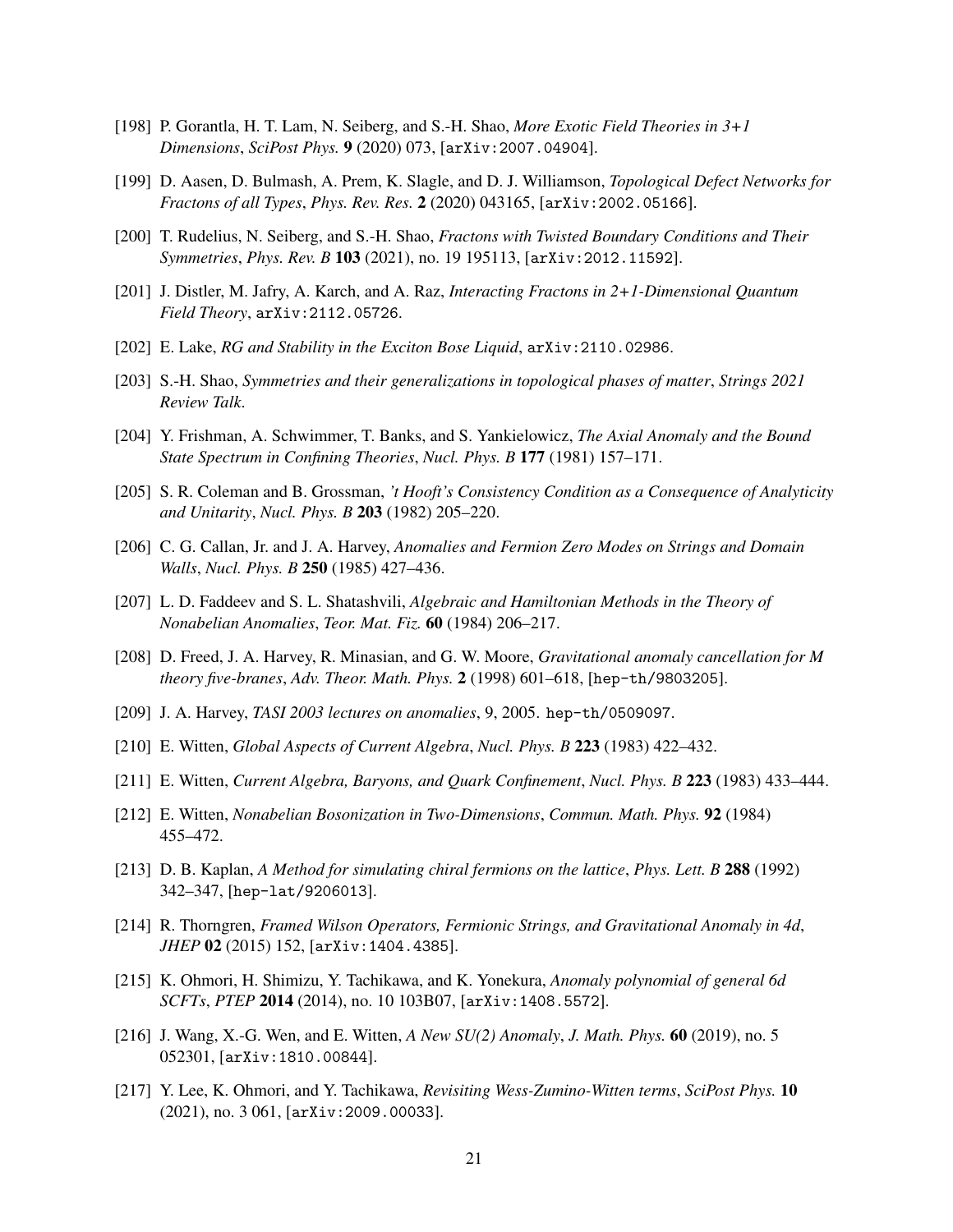[198] P. Gorantla, H. T. Lam, N. Seiberg, and S.-H. Shao, *More Exotic Field Theories in 3+1 Dimensions*, *SciPost Phys.* **9** (2020) 073, [arXiv:2007.04904].

[199] D. Aasen, D. Bulmash, A. Prem, K. Slagle, and D. J. Williamson, *Topological Defect Networks for Fractons of all Types*, *Phys. Rev. Res.* **2** (2020) 043165, [arXiv:2002.05166].

[200] T. Rudelius, N. Seiberg, and S.-H. Shao, *Fractons with Twisted Boundary Conditions and Their Symmetries*, *Phys. Rev. B* **103** (2021), no. 19 195113, [arXiv:2012.11592].

[201] J. Distler, M. Jafry, A. Karch, and A. Raz, *Interacting Fractons in 2+1-Dimensional Quantum Field Theory*, arXiv:2112.05726.

[202] E. Lake, *RG and Stability in the Exciton Bose Liquid*, arXiv:2110.02986.

[203] S.-H. Shao, *Symmetries and their generalizations in topological phases of matter*, *Strings 2021 Review Talk*.

[204] Y. Frishman, A. Schwimmer, T. Banks, and S. Yankielowicz, *The Axial Anomaly and the Bound State Spectrum in Confining Theories*, *Nucl. Phys. B* **177** (1981) 157–171.

[205] S. R. Coleman and B. Grossman, *'t Hooft's Consistency Condition as a Consequence of Analyticity and Unitarity*, *Nucl. Phys. B* **203** (1982) 205–220.

[206] C. G. Callan, Jr. and J. A. Harvey, *Anomalies and Fermion Zero Modes on Strings and Domain Walls*, *Nucl. Phys. B* **250** (1985) 427–436.

[207] L. D. Faddeev and S. L. Shatashvili, *Algebraic and Hamiltonian Methods in the Theory of Nonabelian Anomalies*, *Teor. Mat. Fiz.* **60** (1984) 206–217.

[208] D. Freed, J. A. Harvey, R. Minasian, and G. W. Moore, *Gravitational anomaly cancellation for M theory five-branes*, *Adv. Theor. Math. Phys.* **2** (1998) 601–618, [hep-th/9803205].

[209] J. A. Harvey, *TASI 2003 lectures on anomalies*, 9, 2005. hep-th/0509097.

[210] E. Witten, *Global Aspects of Current Algebra*, *Nucl. Phys. B* **223** (1983) 422–432.

[211] E. Witten, *Current Algebra, Baryons, and Quark Confinement*, *Nucl. Phys. B* **223** (1983) 433–444.

[212] E. Witten, *Nonabelian Bosonization in Two-Dimensions*, *Commun. Math. Phys.* **92** (1984) 455–472.

[213] D. B. Kaplan, *A Method for simulating chiral fermions on the lattice*, *Phys. Lett. B* **288** (1992) 342–347, [hep-lat/9206013].

[214] R. Thorngren, *Framed Wilson Operators, Fermionic Strings, and Gravitational Anomaly in 4d*, *JHEP* **02** (2015) 152, [arXiv:1404.4385].

[215] K. Ohmori, H. Shimizu, Y. Tachikawa, and K. Yonekura, *Anomaly polynomial of general 6d SCFTs*, *PTEP* **2014** (2014), no. 10 103B07, [arXiv:1408.5572].

[216] J. Wang, X.-G. Wen, and E. Witten, *A New SU(2) Anomaly*, *J. Math. Phys.* **60** (2019), no. 5 052301, [arXiv:1810.00844].

[217] Y. Lee, K. Ohmori, and Y. Tachikawa, *Revisiting Wess-Zumino-Witten terms*, *SciPost Phys.* **10** (2021), no. 3 061, [arXiv:2009.00033].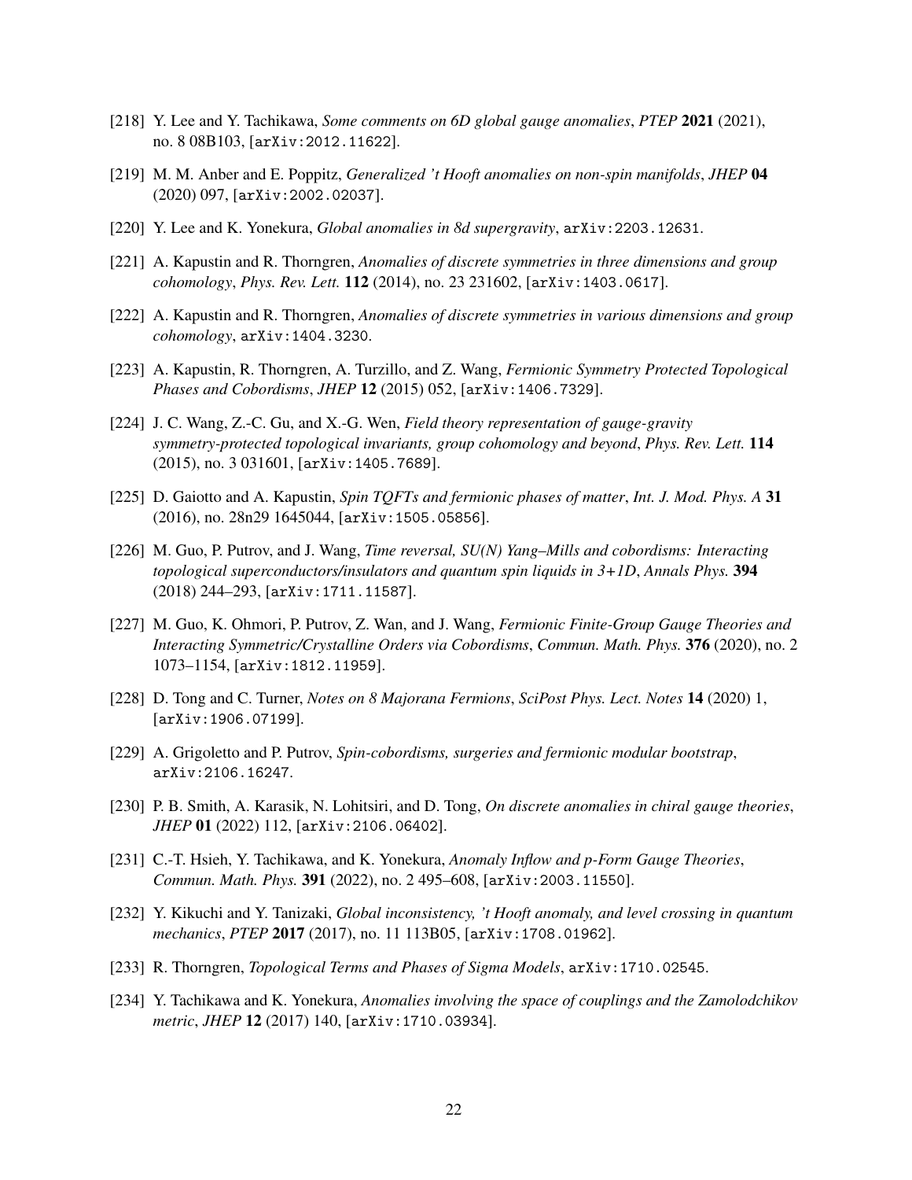[218] Y. Lee and Y. Tachikawa, *Some comments on 6D global gauge anomalies*, *PTEP* **2021** (2021), no. 8 08B103, [arXiv:2012.11622].

[219] M. M. Anber and E. Poppitz, *Generalized 't Hooft anomalies on non-spin manifolds*, *JHEP* **04** (2020) 097, [arXiv:2002.02037].

[220] Y. Lee and K. Yonekura, *Global anomalies in 8d supergravity*, arXiv:2203.12631.

[221] A. Kapustin and R. Thorngren, *Anomalies of discrete symmetries in three dimensions and group cohomology*, *Phys. Rev. Lett.* **112** (2014), no. 23 231602, [arXiv:1403.0617].

[222] A. Kapustin and R. Thorngren, *Anomalies of discrete symmetries in various dimensions and group cohomology*, arXiv:1404.3230.

[223] A. Kapustin, R. Thorngren, A. Turzillo, and Z. Wang, *Fermionic Symmetry Protected Topological Phases and Cobordisms*, *JHEP* **12** (2015) 052, [arXiv:1406.7329].

[224] J. C. Wang, Z.-C. Gu, and X.-G. Wen, *Field theory representation of gauge-gravity symmetry-protected topological invariants, group cohomology and beyond*, *Phys. Rev. Lett.* **114** (2015), no. 3 031601, [arXiv:1405.7689].

[225] D. Gaiotto and A. Kapustin, *Spin TQFTs and fermionic phases of matter*, *Int. J. Mod. Phys. A* **31** (2016), no. 28n29 1645044, [arXiv:1505.05856].

[226] M. Guo, P. Putrov, and J. Wang, *Time reversal, SU(N) Yang–Mills and cobordisms: Interacting topological superconductors/insulators and quantum spin liquids in 3+1D*, *Annals Phys.* **394** (2018) 244–293, [arXiv:1711.11587].

[227] M. Guo, K. Ohmori, P. Putrov, Z. Wan, and J. Wang, *Fermionic Finite-Group Gauge Theories and Interacting Symmetric/Crystalline Orders via Cobordisms*, *Commun. Math. Phys.* **376** (2020), no. 2 1073–1154, [arXiv:1812.11959].

[228] D. Tong and C. Turner, *Notes on 8 Majorana Fermions*, *SciPost Phys. Lect. Notes* **14** (2020) 1, [arXiv:1906.07199].

[229] A. Grigoletto and P. Putrov, *Spin-cobordisms, surgeries and fermionic modular bootstrap*, arXiv:2106.16247.

[230] P. B. Smith, A. Karasik, N. Lohitsiri, and D. Tong, *On discrete anomalies in chiral gauge theories*, *JHEP* **01** (2022) 112, [arXiv:2106.06402].

[231] C.-T. Hsieh, Y. Tachikawa, and K. Yonekura, *Anomaly Inflow and p-Form Gauge Theories*, *Commun. Math. Phys.* **391** (2022), no. 2 495–608, [arXiv:2003.11550].

[232] Y. Kikuchi and Y. Tanizaki, *Global inconsistency, 't Hooft anomaly, and level crossing in quantum mechanics*, *PTEP* **2017** (2017), no. 11 113B05, [arXiv:1708.01962].

[233] R. Thorngren, *Topological Terms and Phases of Sigma Models*, arXiv:1710.02545.

[234] Y. Tachikawa and K. Yonekura, *Anomalies involving the space of couplings and the Zamolodchikov metric*, *JHEP* **12** (2017) 140, [arXiv:1710.03934].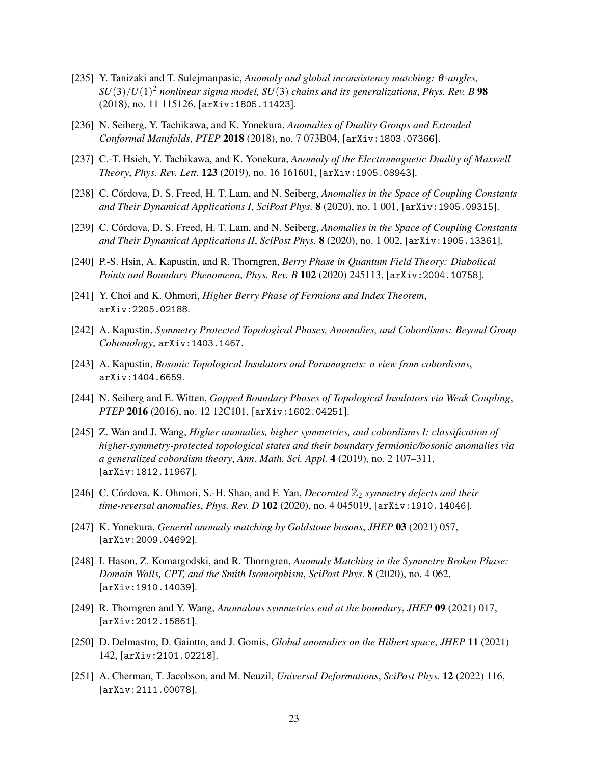[235] Y. Tanizaki and T. Sulejmanpasic, *Anomaly and global inconsistency matching: θ-angles, $SU(3)/U(1)^2$ nonlinear sigma model, $SU(3)$ chains and its generalizations*, *Phys. Rev. B* **98** (2018), no. 11 115126, [arXiv:1805.11423].

[236] N. Seiberg, Y. Tachikawa, and K. Yonekura, *Anomalies of Duality Groups and Extended Conformal Manifolds*, *PTEP* **2018** (2018), no. 7 073B04, [arXiv:1803.07366].

[237] C.-T. Hsieh, Y. Tachikawa, and K. Yonekura, *Anomaly of the Electromagnetic Duality of Maxwell Theory*, *Phys. Rev. Lett.* **123** (2019), no. 16 161601, [arXiv:1905.08943].

[238] C. Córdova, D. S. Freed, H. T. Lam, and N. Seiberg, *Anomalies in the Space of Coupling Constants and Their Dynamical Applications I*, *SciPost Phys.* **8** (2020), no. 1 001, [arXiv:1905.09315].

[239] C. Córdova, D. S. Freed, H. T. Lam, and N. Seiberg, *Anomalies in the Space of Coupling Constants and Their Dynamical Applications II*, *SciPost Phys.* **8** (2020), no. 1 002, [arXiv:1905.13361].

[240] P.-S. Hsin, A. Kapustin, and R. Thorngren, *Berry Phase in Quantum Field Theory: Diabolical Points and Boundary Phenomena*, *Phys. Rev. B* **102** (2020) 245113, [arXiv:2004.10758].

[241] Y. Choi and K. Ohmori, *Higher Berry Phase of Fermions and Index Theorem*, arXiv:2205.02188.

[242] A. Kapustin, *Symmetry Protected Topological Phases, Anomalies, and Cobordisms: Beyond Group Cohomology*, arXiv:1403.1467.

[243] A. Kapustin, *Bosonic Topological Insulators and Paramagnets: a view from cobordisms*, arXiv:1404.6659.

[244] N. Seiberg and E. Witten, *Gapped Boundary Phases of Topological Insulators via Weak Coupling*, *PTEP* **2016** (2016), no. 12 12C101, [arXiv:1602.04251].

[245] Z. Wan and J. Wang, *Higher anomalies, higher symmetries, and cobordisms I: classification of higher-symmetry-protected topological states and their boundary fermionic/bosonic anomalies via a generalized cobordism theory*, *Ann. Math. Sci. Appl.* **4** (2019), no. 2 107–311, [arXiv:1812.11967].

[246] C. Córdova, K. Ohmori, S.-H. Shao, and F. Yan, *Decorated $\mathbb{Z}_2$ symmetry defects and their time-reversal anomalies*, *Phys. Rev. D* **102** (2020), no. 4 045019, [arXiv:1910.14046].

[247] K. Yonekura, *General anomaly matching by Goldstone bosons*, *JHEP* **03** (2021) 057, [arXiv:2009.04692].

[248] I. Hason, Z. Komargodski, and R. Thorngren, *Anomaly Matching in the Symmetry Broken Phase: Domain Walls, CPT, and the Smith Isomorphism*, *SciPost Phys.* **8** (2020), no. 4 062, [arXiv:1910.14039].

[249] R. Thorngren and Y. Wang, *Anomalous symmetries end at the boundary*, *JHEP* **09** (2021) 017, [arXiv:2012.15861].

[250] D. Delmastro, D. Gaiotto, and J. Gomis, *Global anomalies on the Hilbert space*, *JHEP* **11** (2021) 142, [arXiv:2101.02218].

[251] A. Cherman, T. Jacobson, and M. Neuzil, *Universal Deformations*, *SciPost Phys.* **12** (2022) 116, [arXiv:2111.00078].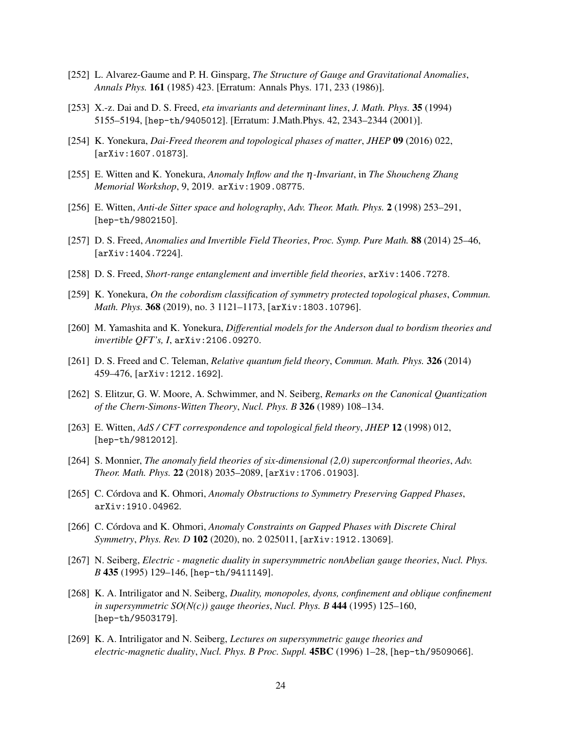[252] L. Alvarez-Gaume and P. H. Ginsparg, *The Structure of Gauge and Gravitational Anomalies*, *Annals Phys.* **161** (1985) 423. [Erratum: Annals Phys. 171, 233 (1986)].

[253] X.-z. Dai and D. S. Freed, *eta invariants and determinant lines*, *J. Math. Phys.* **35** (1994) 5155–5194, [hep-th/9405012]. [Erratum: J.Math.Phys. 42, 2343–2344 (2001)].

[254] K. Yonekura, *Dai-Freed theorem and topological phases of matter*, *JHEP* **09** (2016) 022, [arXiv:1607.01873].

[255] E. Witten and K. Yonekura, *Anomaly Inflow and the $\eta$-Invariant*, in *The Shoucheng Zhang Memorial Workshop*, 9, 2019. arXiv:1909.08775.

[256] E. Witten, *Anti-de Sitter space and holography*, *Adv. Theor. Math. Phys.* **2** (1998) 253–291, [hep-th/9802150].

[257] D. S. Freed, *Anomalies and Invertible Field Theories*, *Proc. Symp. Pure Math.* **88** (2014) 25–46, [arXiv:1404.7224].

[258] D. S. Freed, *Short-range entanglement and invertible field theories*, arXiv:1406.7278.

[259] K. Yonekura, *On the cobordism classification of symmetry protected topological phases*, *Commun. Math. Phys.* **368** (2019), no. 3 1121–1173, [arXiv:1803.10796].

[260] M. Yamashita and K. Yonekura, *Differential models for the Anderson dual to bordism theories and invertible QFT's, I*, arXiv:2106.09270.

[261] D. S. Freed and C. Teleman, *Relative quantum field theory*, *Commun. Math. Phys.* **326** (2014) 459–476, [arXiv:1212.1692].

[262] S. Elitzur, G. W. Moore, A. Schwimmer, and N. Seiberg, *Remarks on the Canonical Quantization of the Chern-Simons-Witten Theory*, *Nucl. Phys. B* **326** (1989) 108–134.

[263] E. Witten, *AdS / CFT correspondence and topological field theory*, *JHEP* **12** (1998) 012, [hep-th/9812012].

[264] S. Monnier, *The anomaly field theories of six-dimensional (2,0) superconformal theories*, *Adv. Theor. Math. Phys.* **22** (2018) 2035–2089, [arXiv:1706.01903].

[265] C. Córdova and K. Ohmori, *Anomaly Obstructions to Symmetry Preserving Gapped Phases*, arXiv:1910.04962.

[266] C. Córdova and K. Ohmori, *Anomaly Constraints on Gapped Phases with Discrete Chiral Symmetry*, *Phys. Rev. D* **102** (2020), no. 2 025011, [arXiv:1912.13069].

[267] N. Seiberg, *Electric - magnetic duality in supersymmetric nonAbelian gauge theories*, *Nucl. Phys. B* **435** (1995) 129–146, [hep-th/9411149].

[268] K. A. Intriligator and N. Seiberg, *Duality, monopoles, dyons, confinement and oblique confinement in supersymmetric SO(N(c)) gauge theories*, *Nucl. Phys. B* **444** (1995) 125–160, [hep-th/9503179].

[269] K. A. Intriligator and N. Seiberg, *Lectures on supersymmetric gauge theories and electric-magnetic duality*, *Nucl. Phys. B Proc. Suppl.* **45BC** (1996) 1–28, [hep-th/9509066].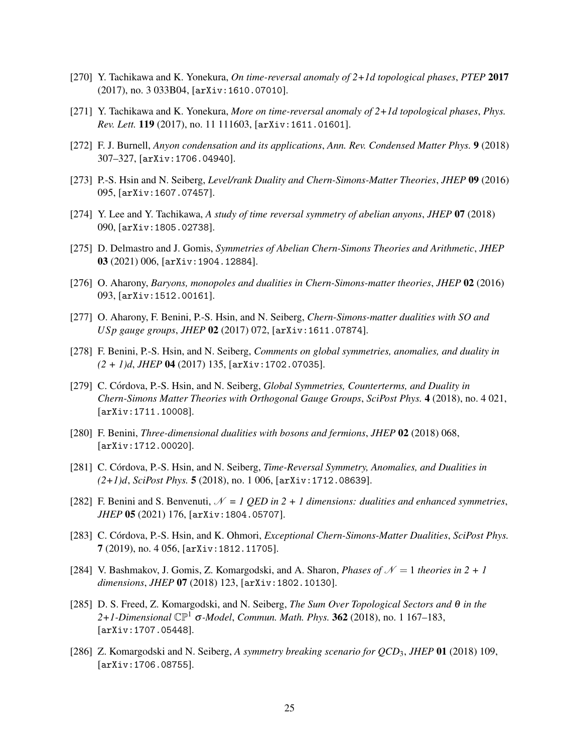[270] Y. Tachikawa and K. Yonekura, *On time-reversal anomaly of 2+1d topological phases*, *PTEP* **2017** (2017), no. 3 033B04, [arXiv:1610.07010].

[271] Y. Tachikawa and K. Yonekura, *More on time-reversal anomaly of 2+1d topological phases*, *Phys. Rev. Lett.* **119** (2017), no. 11 111603, [arXiv:1611.01601].

[272] F. J. Burnell, *Anyon condensation and its applications*, *Ann. Rev. Condensed Matter Phys.* **9** (2018) 307–327, [arXiv:1706.04940].

[273] P.-S. Hsin and N. Seiberg, *Level/rank Duality and Chern-Simons-Matter Theories*, *JHEP* **09** (2016) 095, [arXiv:1607.07457].

[274] Y. Lee and Y. Tachikawa, *A study of time reversal symmetry of abelian anyons*, *JHEP* **07** (2018) 090, [arXiv:1805.02738].

[275] D. Delmastro and J. Gomis, *Symmetries of Abelian Chern-Simons Theories and Arithmetic*, *JHEP* **03** (2021) 006, [arXiv:1904.12884].

[276] O. Aharony, *Baryons, monopoles and dualities in Chern-Simons-matter theories*, *JHEP* **02** (2016) 093, [arXiv:1512.00161].

[277] O. Aharony, F. Benini, P.-S. Hsin, and N. Seiberg, *Chern-Simons-matter dualities with SO and USp gauge groups*, *JHEP* **02** (2017) 072, [arXiv:1611.07874].

[278] F. Benini, P.-S. Hsin, and N. Seiberg, *Comments on global symmetries, anomalies, and duality in (2 + 1)d*, *JHEP* **04** (2017) 135, [arXiv:1702.07035].

[279] C. Córdova, P.-S. Hsin, and N. Seiberg, *Global Symmetries, Counterterms, and Duality in Chern-Simons Matter Theories with Orthogonal Gauge Groups*, *SciPost Phys.* **4** (2018), no. 4 021, [arXiv:1711.10008].

[280] F. Benini, *Three-dimensional dualities with bosons and fermions*, *JHEP* **02** (2018) 068, [arXiv:1712.00020].

[281] C. Córdova, P.-S. Hsin, and N. Seiberg, *Time-Reversal Symmetry, Anomalies, and Dualities in (2+1)d*, *SciPost Phys.* **5** (2018), no. 1 006, [arXiv:1712.08639].

[282] F. Benini and S. Benvenuti, *$\mathcal{N}$ = 1 QED in 2 + 1 dimensions: dualities and enhanced symmetries*, *JHEP* **05** (2021) 176, [arXiv:1804.05707].

[283] C. Córdova, P.-S. Hsin, and K. Ohmori, *Exceptional Chern-Simons-Matter Dualities*, *SciPost Phys.* **7** (2019), no. 4 056, [arXiv:1812.11705].

[284] V. Bashmakov, J. Gomis, Z. Komargodski, and A. Sharon, *Phases of $\mathcal{N} = 1$ theories in 2 + 1 dimensions*, *JHEP* **07** (2018) 123, [arXiv:1802.10130].

[285] D. S. Freed, Z. Komargodski, and N. Seiberg, *The Sum Over Topological Sectors and $\theta$ in the 2+1-Dimensional $\mathbb{CP}^1$ $\sigma$-Model*, *Commun. Math. Phys.* **362** (2018), no. 1 167–183, [arXiv:1707.05448].

[286] Z. Komargodski and N. Seiberg, *A symmetry breaking scenario for QCD$_3$*, *JHEP* **01** (2018) 109, [arXiv:1706.08755].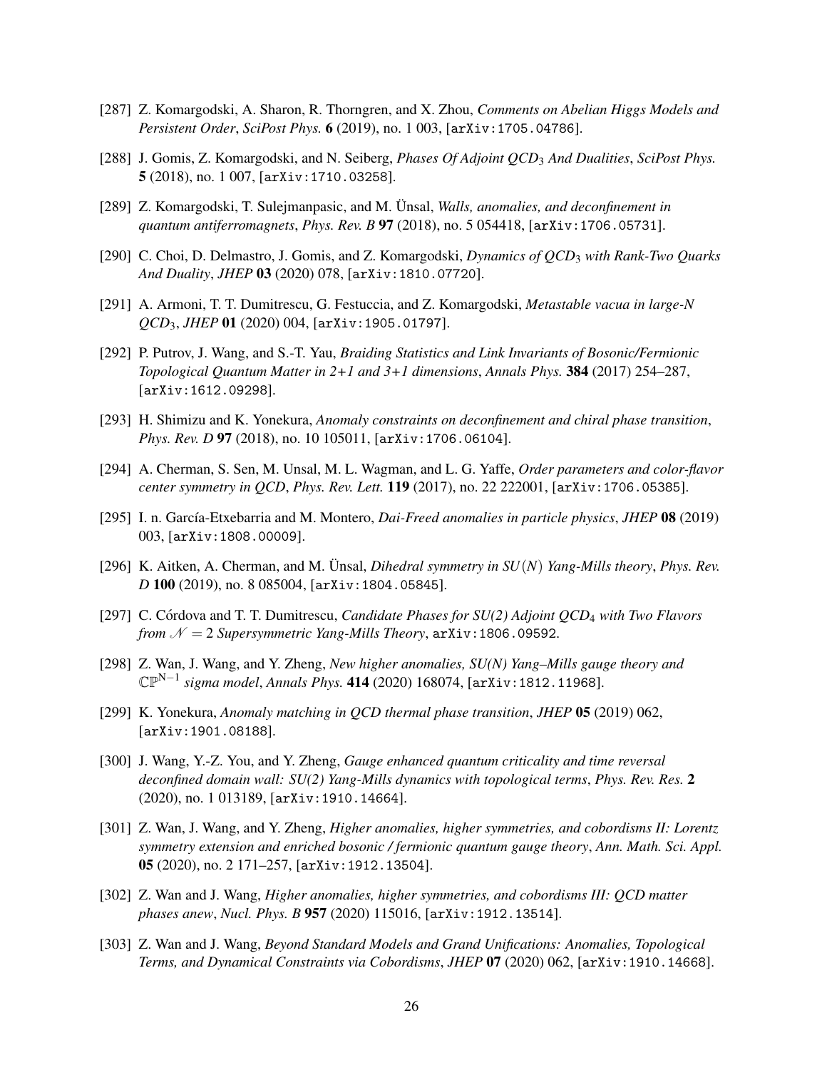[287] Z. Komargodski, A. Sharon, R. Thorngren, and X. Zhou, *Comments on Abelian Higgs Models and Persistent Order*, *SciPost Phys.* **6** (2019), no. 1 003, [arXiv:1705.04786].

[288] J. Gomis, Z. Komargodski, and N. Seiberg, *Phases Of Adjoint QCD$_3$ And Dualities*, *SciPost Phys.* **5** (2018), no. 1 007, [arXiv:1710.03258].

[289] Z. Komargodski, T. Sulejmanpasic, and M. Ünsal, *Walls, anomalies, and deconfinement in quantum antiferromagnets*, *Phys. Rev. B* **97** (2018), no. 5 054418, [arXiv:1706.05731].

[290] C. Choi, D. Delmastro, J. Gomis, and Z. Komargodski, *Dynamics of QCD$_3$ with Rank-Two Quarks And Duality*, *JHEP* **03** (2020) 078, [arXiv:1810.07720].

[291] A. Armoni, T. T. Dumitrescu, G. Festuccia, and Z. Komargodski, *Metastable vacua in large-N QCD$_3$*, *JHEP* **01** (2020) 004, [arXiv:1905.01797].

[292] P. Putrov, J. Wang, and S.-T. Yau, *Braiding Statistics and Link Invariants of Bosonic/Fermionic Topological Quantum Matter in 2+1 and 3+1 dimensions*, *Annals Phys.* **384** (2017) 254–287, [arXiv:1612.09298].

[293] H. Shimizu and K. Yonekura, *Anomaly constraints on deconfinement and chiral phase transition*, *Phys. Rev. D* **97** (2018), no. 10 105011, [arXiv:1706.06104].

[294] A. Cherman, S. Sen, M. Unsal, M. L. Wagman, and L. G. Yaffe, *Order parameters and color-flavor center symmetry in QCD*, *Phys. Rev. Lett.* **119** (2017), no. 22 222001, [arXiv:1706.05385].

[295] I. n. García-Etxebarria and M. Montero, *Dai-Freed anomalies in particle physics*, *JHEP* **08** (2019) 003, [arXiv:1808.00009].

[296] K. Aitken, A. Cherman, and M. Ünsal, *Dihedral symmetry in $SU(N)$ Yang-Mills theory*, *Phys. Rev. D* **100** (2019), no. 8 085004, [arXiv:1804.05845].

[297] C. Córdova and T. T. Dumitrescu, *Candidate Phases for SU(2) Adjoint QCD$_4$ with Two Flavors from $\mathcal{N}=2$ Supersymmetric Yang-Mills Theory*, arXiv:1806.09592.

[298] Z. Wan, J. Wang, and Y. Zheng, *New higher anomalies, SU(N) Yang–Mills gauge theory and $\mathbb{CP}^{\mathrm{N}-1}$ sigma model*, *Annals Phys.* **414** (2020) 168074, [arXiv:1812.11968].

[299] K. Yonekura, *Anomaly matching in QCD thermal phase transition*, *JHEP* **05** (2019) 062, [arXiv:1901.08188].

[300] J. Wang, Y.-Z. You, and Y. Zheng, *Gauge enhanced quantum criticality and time reversal deconfined domain wall: SU(2) Yang-Mills dynamics with topological terms*, *Phys. Rev. Res.* **2** (2020), no. 1 013189, [arXiv:1910.14664].

[301] Z. Wan, J. Wang, and Y. Zheng, *Higher anomalies, higher symmetries, and cobordisms II: Lorentz symmetry extension and enriched bosonic / fermionic quantum gauge theory*, *Ann. Math. Sci. Appl.* **05** (2020), no. 2 171–257, [arXiv:1912.13504].

[302] Z. Wan and J. Wang, *Higher anomalies, higher symmetries, and cobordisms III: QCD matter phases anew*, *Nucl. Phys. B* **957** (2020) 115016, [arXiv:1912.13514].

[303] Z. Wan and J. Wang, *Beyond Standard Models and Grand Unifications: Anomalies, Topological Terms, and Dynamical Constraints via Cobordisms*, *JHEP* **07** (2020) 062, [arXiv:1910.14668].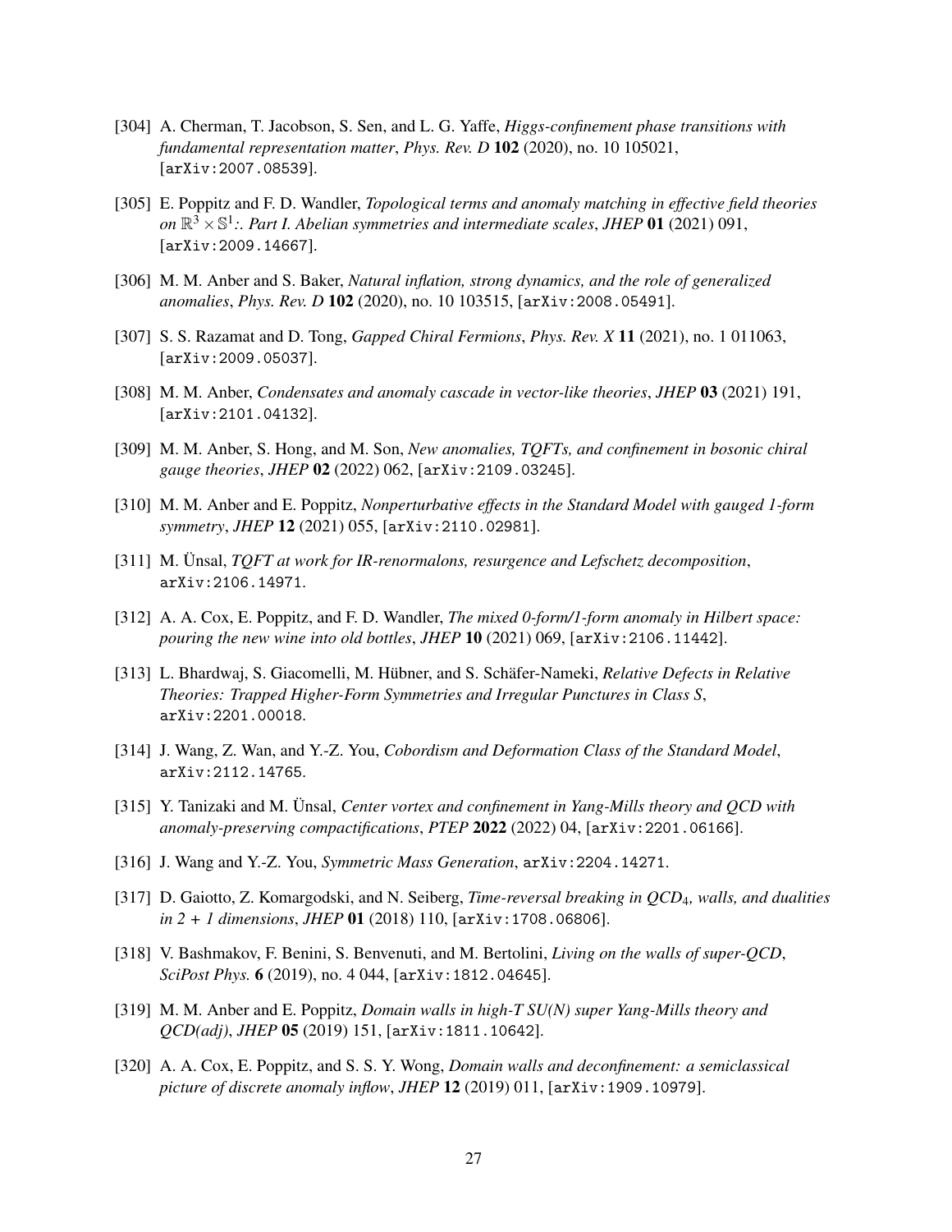[304] A. Cherman, T. Jacobson, S. Sen, and L. G. Yaffe, *Higgs-confinement phase transitions with fundamental representation matter*, *Phys. Rev. D* **102** (2020), no. 10 105021, [arXiv:2007.08539].

[305] E. Poppitz and F. D. Wandler, *Topological terms and anomaly matching in effective field theories on $\mathbb{R}^3 \times \mathbb{S}^1$:. Part I. Abelian symmetries and intermediate scales*, *JHEP* **01** (2021) 091, [arXiv:2009.14667].

[306] M. M. Anber and S. Baker, *Natural inflation, strong dynamics, and the role of generalized anomalies*, *Phys. Rev. D* **102** (2020), no. 10 103515, [arXiv:2008.05491].

[307] S. S. Razamat and D. Tong, *Gapped Chiral Fermions*, *Phys. Rev. X* **11** (2021), no. 1 011063, [arXiv:2009.05037].

[308] M. M. Anber, *Condensates and anomaly cascade in vector-like theories*, *JHEP* **03** (2021) 191, [arXiv:2101.04132].

[309] M. M. Anber, S. Hong, and M. Son, *New anomalies, TQFTs, and confinement in bosonic chiral gauge theories*, *JHEP* **02** (2022) 062, [arXiv:2109.03245].

[310] M. M. Anber and E. Poppitz, *Nonperturbative effects in the Standard Model with gauged 1-form symmetry*, *JHEP* **12** (2021) 055, [arXiv:2110.02981].

[311] M. Ünsal, *TQFT at work for IR-renormalons, resurgence and Lefschetz decomposition*, arXiv:2106.14971.

[312] A. A. Cox, E. Poppitz, and F. D. Wandler, *The mixed 0-form/1-form anomaly in Hilbert space: pouring the new wine into old bottles*, *JHEP* **10** (2021) 069, [arXiv:2106.11442].

[313] L. Bhardwaj, S. Giacomelli, M. Hübner, and S. Schäfer-Nameki, *Relative Defects in Relative Theories: Trapped Higher-Form Symmetries and Irregular Punctures in Class S*, arXiv:2201.00018.

[314] J. Wang, Z. Wan, and Y.-Z. You, *Cobordism and Deformation Class of the Standard Model*, arXiv:2112.14765.

[315] Y. Tanizaki and M. Ünsal, *Center vortex and confinement in Yang-Mills theory and QCD with anomaly-preserving compactifications*, *PTEP* **2022** (2022) 04, [arXiv:2201.06166].

[316] J. Wang and Y.-Z. You, *Symmetric Mass Generation*, arXiv:2204.14271.

[317] D. Gaiotto, Z. Komargodski, and N. Seiberg, *Time-reversal breaking in QCD$_4$, walls, and dualities in 2 + 1 dimensions*, *JHEP* **01** (2018) 110, [arXiv:1708.06806].

[318] V. Bashmakov, F. Benini, S. Benvenuti, and M. Bertolini, *Living on the walls of super-QCD*, *SciPost Phys.* **6** (2019), no. 4 044, [arXiv:1812.04645].

[319] M. M. Anber and E. Poppitz, *Domain walls in high-T SU(N) super Yang-Mills theory and QCD(adj)*, *JHEP* **05** (2019) 151, [arXiv:1811.10642].

[320] A. A. Cox, E. Poppitz, and S. S. Y. Wong, *Domain walls and deconfinement: a semiclassical picture of discrete anomaly inflow*, *JHEP* **12** (2019) 011, [arXiv:1909.10979].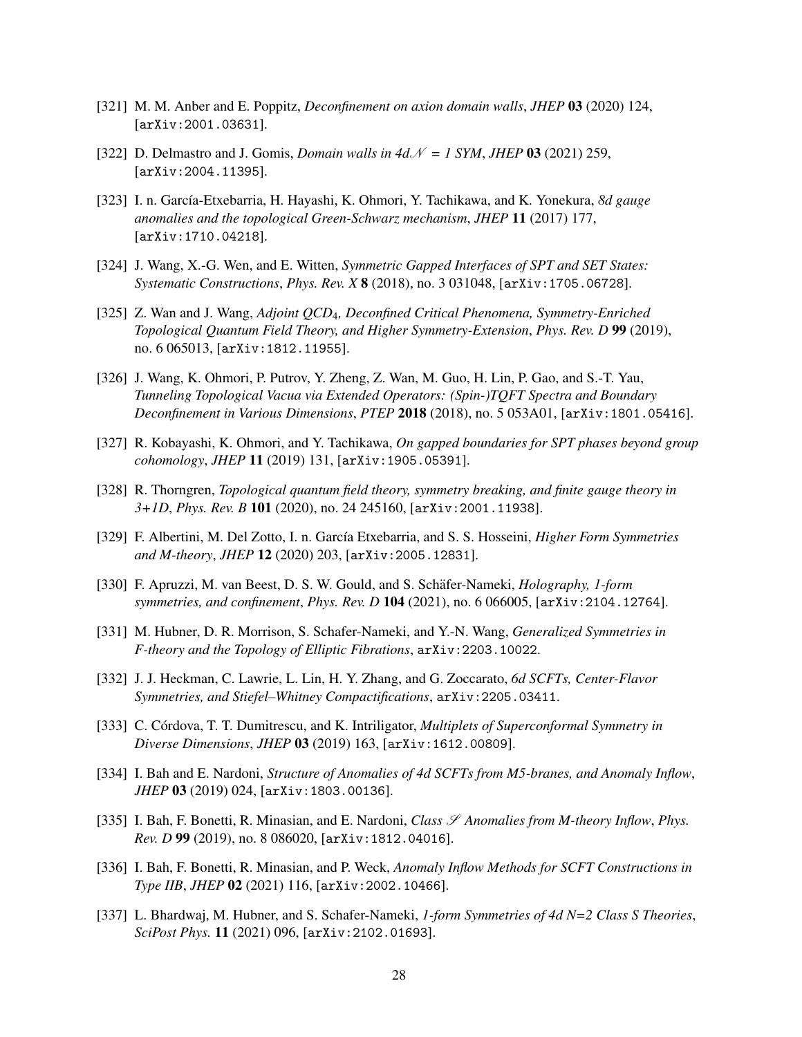[321] M. M. Anber and E. Poppitz, *Deconfinement on axion domain walls*, *JHEP* **03** (2020) 124, [arXiv:2001.03631].

[322] D. Delmastro and J. Gomis, *Domain walls in 4d$\mathcal{N}$ = 1 SYM*, *JHEP* **03** (2021) 259, [arXiv:2004.11395].

[323] I. n. García-Etxebarria, H. Hayashi, K. Ohmori, Y. Tachikawa, and K. Yonekura, *8d gauge anomalies and the topological Green-Schwarz mechanism*, *JHEP* **11** (2017) 177, [arXiv:1710.04218].

[324] J. Wang, X.-G. Wen, and E. Witten, *Symmetric Gapped Interfaces of SPT and SET States: Systematic Constructions*, *Phys. Rev. X* **8** (2018), no. 3 031048, [arXiv:1705.06728].

[325] Z. Wan and J. Wang, *Adjoint QCD$_4$, Deconfined Critical Phenomena, Symmetry-Enriched Topological Quantum Field Theory, and Higher Symmetry-Extension*, *Phys. Rev. D* **99** (2019), no. 6 065013, [arXiv:1812.11955].

[326] J. Wang, K. Ohmori, P. Putrov, Y. Zheng, Z. Wan, M. Guo, H. Lin, P. Gao, and S.-T. Yau, *Tunneling Topological Vacua via Extended Operators: (Spin-)TQFT Spectra and Boundary Deconfinement in Various Dimensions*, *PTEP* **2018** (2018), no. 5 053A01, [arXiv:1801.05416].

[327] R. Kobayashi, K. Ohmori, and Y. Tachikawa, *On gapped boundaries for SPT phases beyond group cohomology*, *JHEP* **11** (2019) 131, [arXiv:1905.05391].

[328] R. Thorngren, *Topological quantum field theory, symmetry breaking, and finite gauge theory in 3+1D*, *Phys. Rev. B* **101** (2020), no. 24 245160, [arXiv:2001.11938].

[329] F. Albertini, M. Del Zotto, I. n. García Etxebarria, and S. S. Hosseini, *Higher Form Symmetries and M-theory*, *JHEP* **12** (2020) 203, [arXiv:2005.12831].

[330] F. Apruzzi, M. van Beest, D. S. W. Gould, and S. Schäfer-Nameki, *Holography, 1-form symmetries, and confinement*, *Phys. Rev. D* **104** (2021), no. 6 066005, [arXiv:2104.12764].

[331] M. Hubner, D. R. Morrison, S. Schafer-Nameki, and Y.-N. Wang, *Generalized Symmetries in F-theory and the Topology of Elliptic Fibrations*, arXiv:2203.10022.

[332] J. J. Heckman, C. Lawrie, L. Lin, H. Y. Zhang, and G. Zoccarato, *6d SCFTs, Center-Flavor Symmetries, and Stiefel–Whitney Compactifications*, arXiv:2205.03411.

[333] C. Córdova, T. T. Dumitrescu, and K. Intriligator, *Multiplets of Superconformal Symmetry in Diverse Dimensions*, *JHEP* **03** (2019) 163, [arXiv:1612.00809].

[334] I. Bah and E. Nardoni, *Structure of Anomalies of 4d SCFTs from M5-branes, and Anomaly Inflow*, *JHEP* **03** (2019) 024, [arXiv:1803.00136].

[335] I. Bah, F. Bonetti, R. Minasian, and E. Nardoni, *Class $\mathscr{S}$ Anomalies from M-theory Inflow*, *Phys. Rev. D* **99** (2019), no. 8 086020, [arXiv:1812.04016].

[336] I. Bah, F. Bonetti, R. Minasian, and P. Weck, *Anomaly Inflow Methods for SCFT Constructions in Type IIB*, *JHEP* **02** (2021) 116, [arXiv:2002.10466].

[337] L. Bhardwaj, M. Hubner, and S. Schafer-Nameki, *1-form Symmetries of 4d N=2 Class S Theories*, *SciPost Phys.* **11** (2021) 096, [arXiv:2102.01693].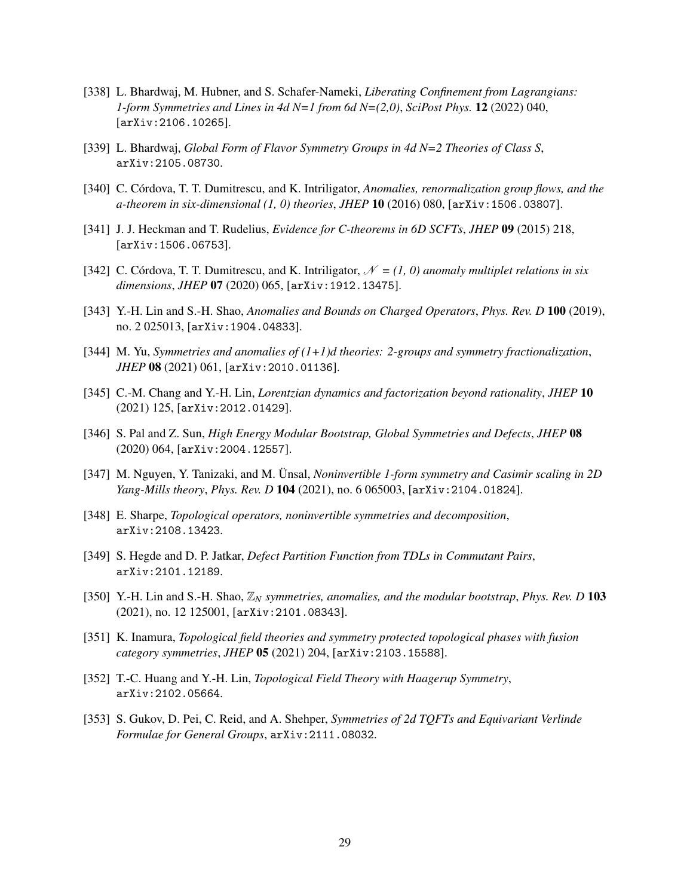[338] L. Bhardwaj, M. Hubner, and S. Schafer-Nameki, *Liberating Confinement from Lagrangians: 1-form Symmetries and Lines in 4d N=1 from 6d N=(2,0)*, *SciPost Phys.* **12** (2022) 040, [arXiv:2106.10265].

[339] L. Bhardwaj, *Global Form of Flavor Symmetry Groups in 4d N=2 Theories of Class S*, arXiv:2105.08730.

[340] C. Córdova, T. T. Dumitrescu, and K. Intriligator, *Anomalies, renormalization group flows, and the a-theorem in six-dimensional (1, 0) theories*, *JHEP* **10** (2016) 080, [arXiv:1506.03807].

[341] J. J. Heckman and T. Rudelius, *Evidence for C-theorems in 6D SCFTs*, *JHEP* **09** (2015) 218, [arXiv:1506.06753].

[342] C. Córdova, T. T. Dumitrescu, and K. Intriligator, *$\mathcal{N}$ = (1, 0) anomaly multiplet relations in six dimensions*, *JHEP* **07** (2020) 065, [arXiv:1912.13475].

[343] Y.-H. Lin and S.-H. Shao, *Anomalies and Bounds on Charged Operators*, *Phys. Rev. D* **100** (2019), no. 2 025013, [arXiv:1904.04833].

[344] M. Yu, *Symmetries and anomalies of (1+1)d theories: 2-groups and symmetry fractionalization*, *JHEP* **08** (2021) 061, [arXiv:2010.01136].

[345] C.-M. Chang and Y.-H. Lin, *Lorentzian dynamics and factorization beyond rationality*, *JHEP* **10** (2021) 125, [arXiv:2012.01429].

[346] S. Pal and Z. Sun, *High Energy Modular Bootstrap, Global Symmetries and Defects*, *JHEP* **08** (2020) 064, [arXiv:2004.12557].

[347] M. Nguyen, Y. Tanizaki, and M. Ünsal, *Noninvertible 1-form symmetry and Casimir scaling in 2D Yang-Mills theory*, *Phys. Rev. D* **104** (2021), no. 6 065003, [arXiv:2104.01824].

[348] E. Sharpe, *Topological operators, noninvertible symmetries and decomposition*, arXiv:2108.13423.

[349] S. Hegde and D. P. Jatkar, *Defect Partition Function from TDLs in Commutant Pairs*, arXiv:2101.12189.

[350] Y.-H. Lin and S.-H. Shao, *$\mathbb{Z}_N$ symmetries, anomalies, and the modular bootstrap*, *Phys. Rev. D* **103** (2021), no. 12 125001, [arXiv:2101.08343].

[351] K. Inamura, *Topological field theories and symmetry protected topological phases with fusion category symmetries*, *JHEP* **05** (2021) 204, [arXiv:2103.15588].

[352] T.-C. Huang and Y.-H. Lin, *Topological Field Theory with Haagerup Symmetry*, arXiv:2102.05664.

[353] S. Gukov, D. Pei, C. Reid, and A. Shehper, *Symmetries of 2d TQFTs and Equivariant Verlinde Formulae for General Groups*, arXiv:2111.08032.